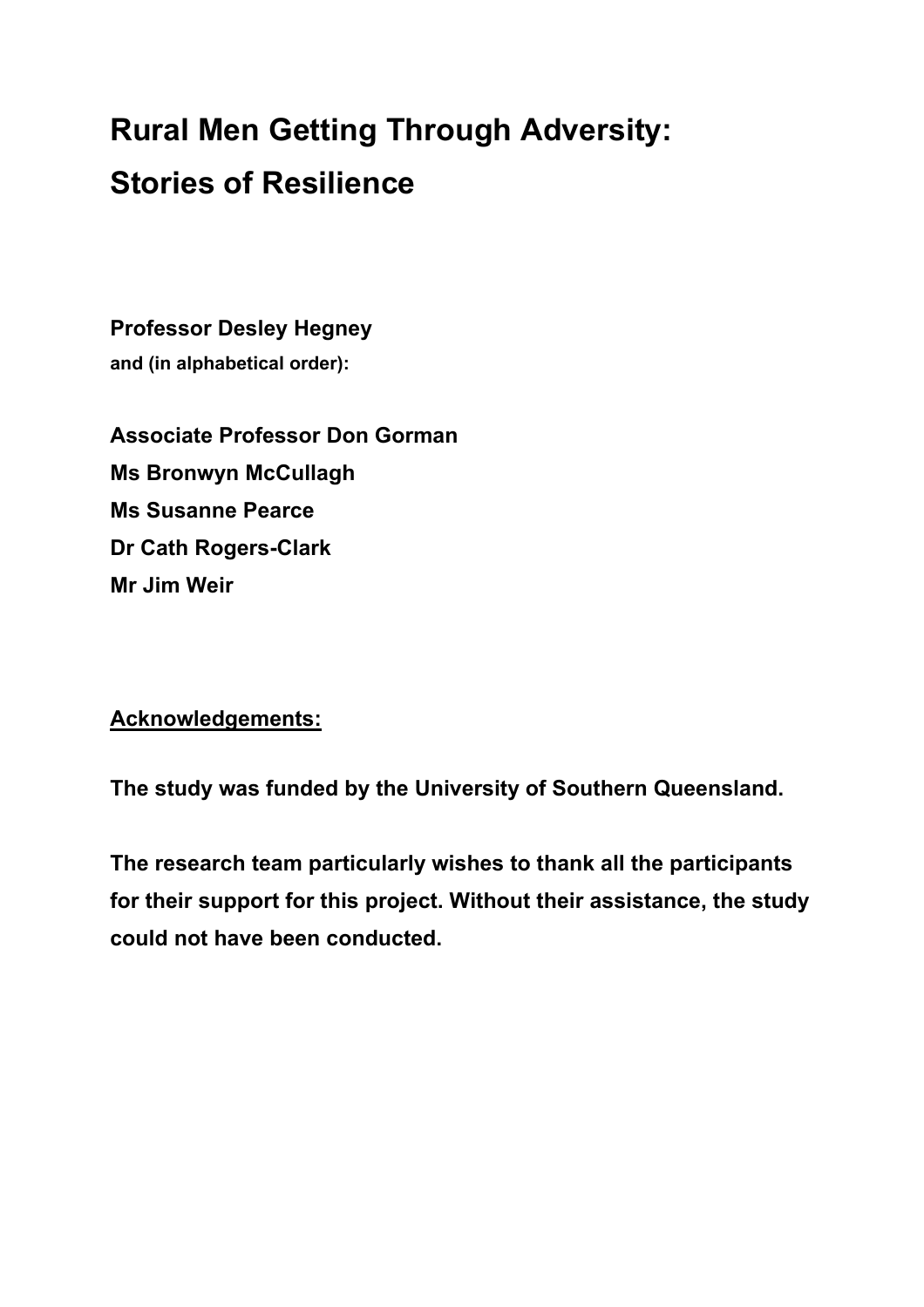# Rural Men Getting Through Adversity: Stories of Resilience

**Professor Desley Hegney**
**and (in alphabetical order):**

**Associate Professor Don Gorman**
**Ms Bronwyn McCullagh**
**Ms Susanne Pearce**
**Dr Cath Rogers-Clark**
**Mr Jim Weir**

**Acknowledgements:**

**The study was funded by the University of Southern Queensland.**

**The research team particularly wishes to thank all the participants for their support for this project. Without their assistance, the study could not have been conducted.**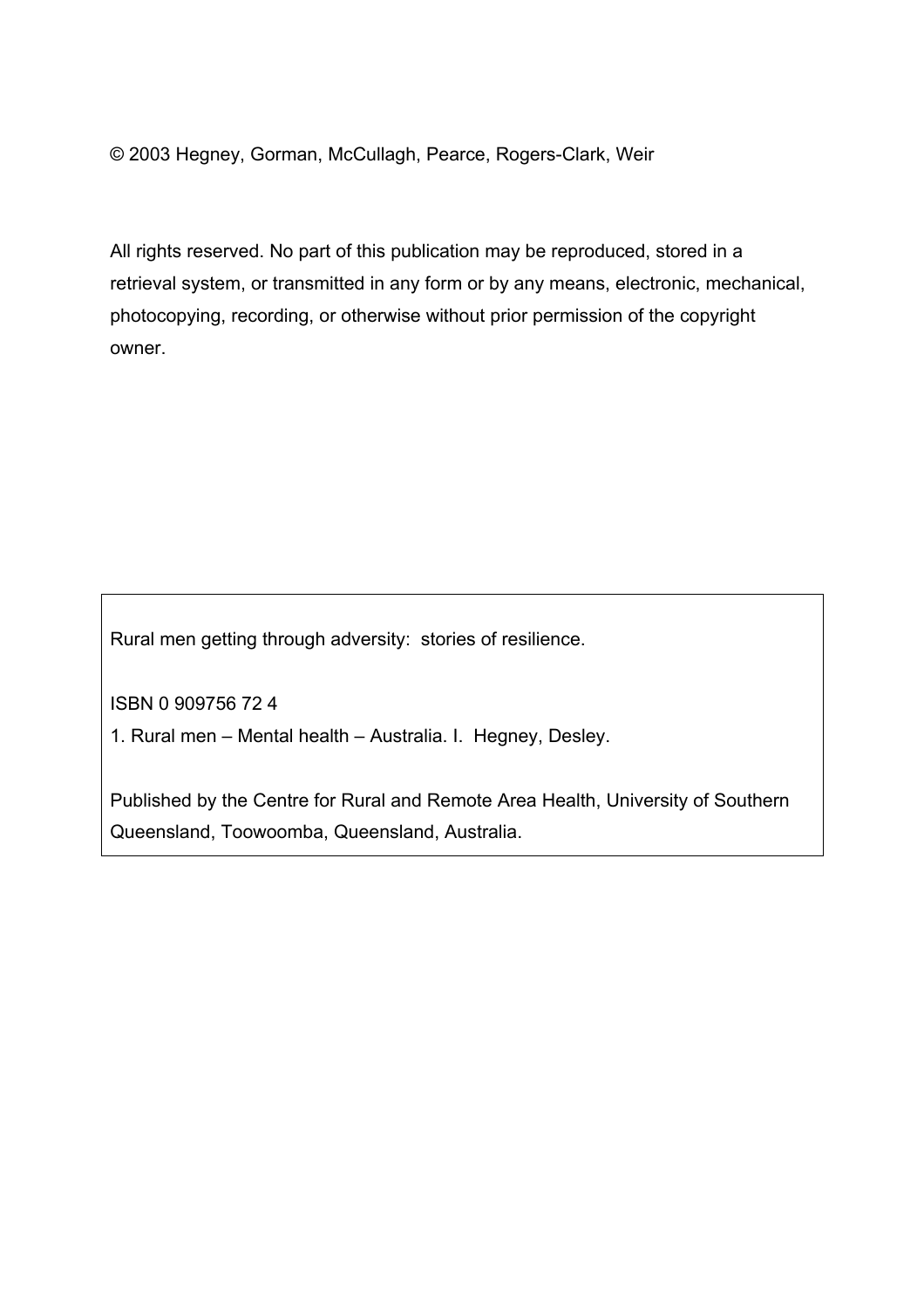© 2003 Hegney, Gorman, McCullagh, Pearce, Rogers-Clark, Weir

All rights reserved. No part of this publication may be reproduced, stored in a retrieval system, or transmitted in any form or by any means, electronic, mechanical, photocopying, recording, or otherwise without prior permission of the copyright owner.

Rural men getting through adversity: stories of resilience.

ISBN 0 909756 72 4

1. Rural men – Mental health – Australia. I. Hegney, Desley.

Published by the Centre for Rural and Remote Area Health, University of Southern Queensland, Toowoomba, Queensland, Australia.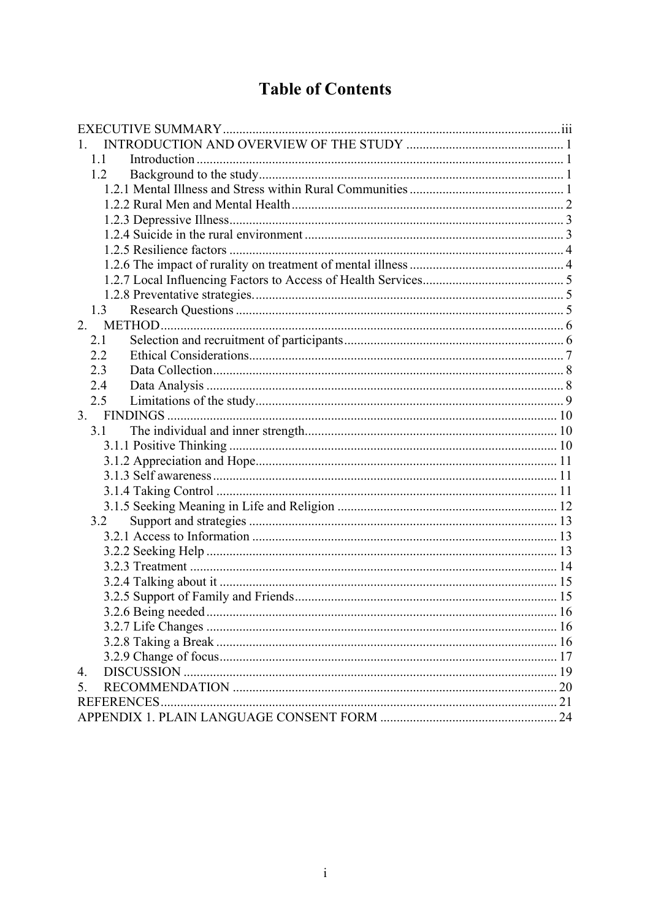# Table of Contents

EXECUTIVE SUMMARY ..... iii

1. INTRODUCTION AND OVERVIEW OF THE STUDY ..... 1
   - 1.1 Introduction ..... 1
   - 1.2 Background to the study ..... 1
     - 1.2.1 Mental Illness and Stress within Rural Communities ..... 1
     - 1.2.2 Rural Men and Mental Health ..... 2
     - 1.2.3 Depressive Illness ..... 3
     - 1.2.4 Suicide in the rural environment ..... 3
     - 1.2.5 Resilience factors ..... 4
     - 1.2.6 The impact of rurality on treatment of mental illness ..... 4
     - 1.2.7 Local Influencing Factors to Access of Health Services ..... 5
     - 1.2.8 Preventative strategies. ..... 5
   - 1.3 Research Questions ..... 5
2. METHOD ..... 6
   - 2.1 Selection and recruitment of participants ..... 6
   - 2.2 Ethical Considerations ..... 7
   - 2.3 Data Collection ..... 8
   - 2.4 Data Analysis ..... 8
   - 2.5 Limitations of the study ..... 9
3. FINDINGS ..... 10
   - 3.1 The individual and inner strength ..... 10
     - 3.1.1 Positive Thinking ..... 10
     - 3.1.2 Appreciation and Hope ..... 11
     - 3.1.3 Self awareness ..... 11
     - 3.1.4 Taking Control ..... 11
     - 3.1.5 Seeking Meaning in Life and Religion ..... 12
   - 3.2 Support and strategies ..... 13
     - 3.2.1 Access to Information ..... 13
     - 3.2.2 Seeking Help ..... 13
     - 3.2.3 Treatment ..... 14
     - 3.2.4 Talking about it ..... 15
     - 3.2.5 Support of Family and Friends ..... 15
     - 3.2.6 Being needed ..... 16
     - 3.2.7 Life Changes ..... 16
     - 3.2.8 Taking a Break ..... 16
     - 3.2.9 Change of focus ..... 17
4. DISCUSSION ..... 19
5. RECOMMENDATION ..... 20

REFERENCES ..... 21

APPENDIX 1. PLAIN LANGUAGE CONSENT FORM ..... 24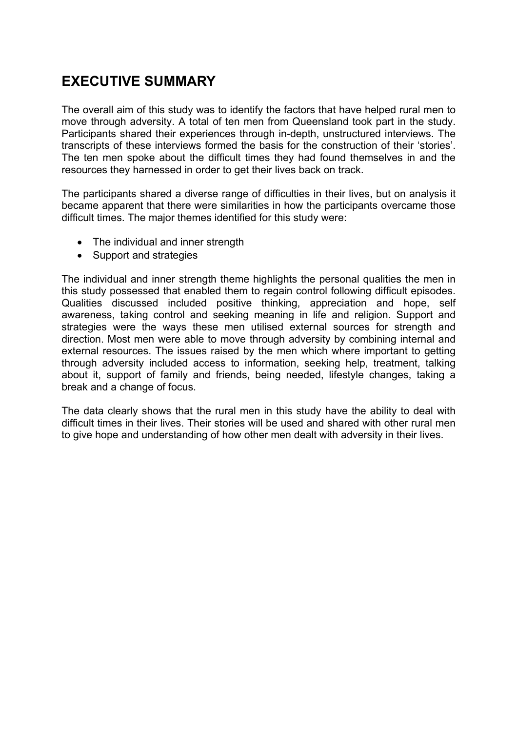## EXECUTIVE SUMMARY

The overall aim of this study was to identify the factors that have helped rural men to move through adversity. A total of ten men from Queensland took part in the study. Participants shared their experiences through in-depth, unstructured interviews. The transcripts of these interviews formed the basis for the construction of their 'stories'. The ten men spoke about the difficult times they had found themselves in and the resources they harnessed in order to get their lives back on track.

The participants shared a diverse range of difficulties in their lives, but on analysis it became apparent that there were similarities in how the participants overcame those difficult times. The major themes identified for this study were:

- The individual and inner strength
- Support and strategies

The individual and inner strength theme highlights the personal qualities the men in this study possessed that enabled them to regain control following difficult episodes. Qualities discussed included positive thinking, appreciation and hope, self awareness, taking control and seeking meaning in life and religion. Support and strategies were the ways these men utilised external sources for strength and direction. Most men were able to move through adversity by combining internal and external resources. The issues raised by the men which where important to getting through adversity included access to information, seeking help, treatment, talking about it, support of family and friends, being needed, lifestyle changes, taking a break and a change of focus.

The data clearly shows that the rural men in this study have the ability to deal with difficult times in their lives. Their stories will be used and shared with other rural men to give hope and understanding of how other men dealt with adversity in their lives.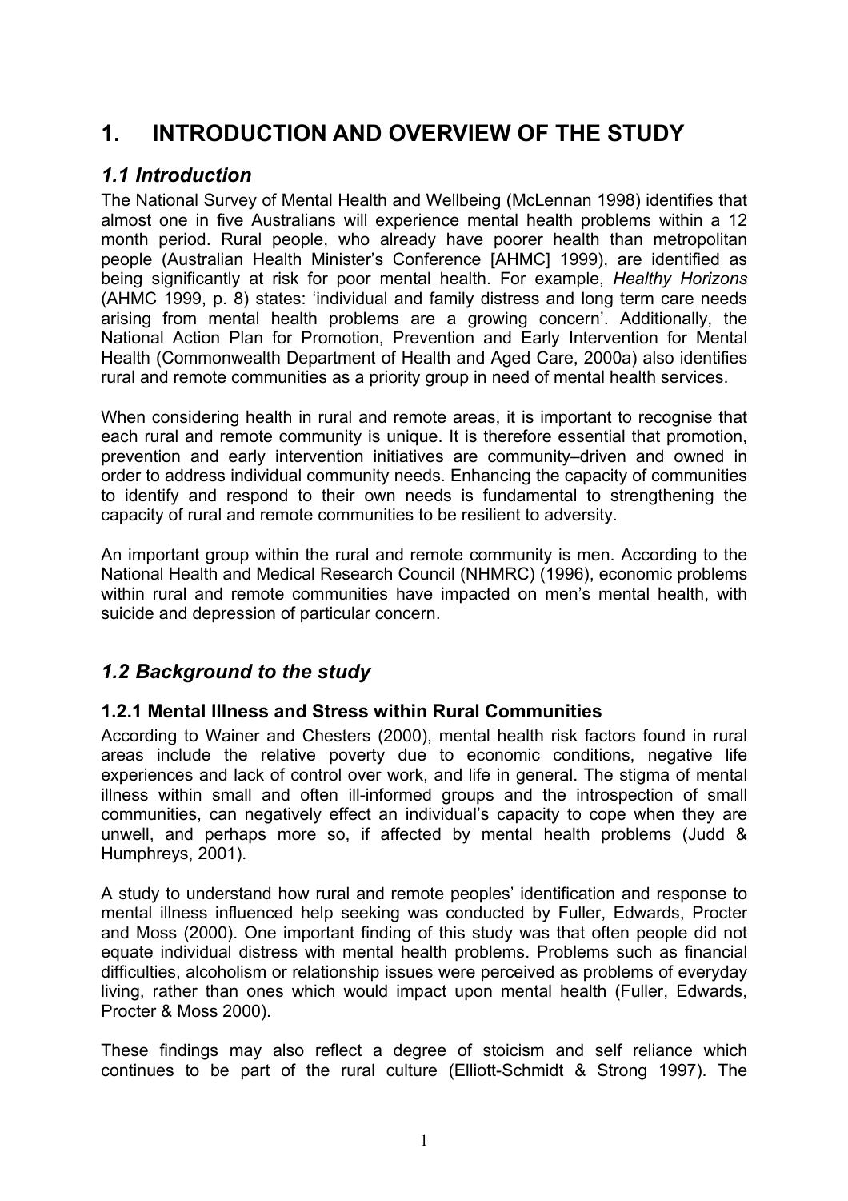# 1. INTRODUCTION AND OVERVIEW OF THE STUDY

## *1.1 Introduction*

The National Survey of Mental Health and Wellbeing (McLennan 1998) identifies that almost one in five Australians will experience mental health problems within a 12 month period. Rural people, who already have poorer health than metropolitan people (Australian Health Minister's Conference [AHMC] 1999), are identified as being significantly at risk for poor mental health. For example, *Healthy Horizons* (AHMC 1999, p. 8) states: 'individual and family distress and long term care needs arising from mental health problems are a growing concern'. Additionally, the National Action Plan for Promotion, Prevention and Early Intervention for Mental Health (Commonwealth Department of Health and Aged Care, 2000a) also identifies rural and remote communities as a priority group in need of mental health services.

When considering health in rural and remote areas, it is important to recognise that each rural and remote community is unique. It is therefore essential that promotion, prevention and early intervention initiatives are community–driven and owned in order to address individual community needs. Enhancing the capacity of communities to identify and respond to their own needs is fundamental to strengthening the capacity of rural and remote communities to be resilient to adversity.

An important group within the rural and remote community is men. According to the National Health and Medical Research Council (NHMRC) (1996), economic problems within rural and remote communities have impacted on men's mental health, with suicide and depression of particular concern.

## *1.2 Background to the study*

### 1.2.1 Mental Illness and Stress within Rural Communities

According to Wainer and Chesters (2000), mental health risk factors found in rural areas include the relative poverty due to economic conditions, negative life experiences and lack of control over work, and life in general. The stigma of mental illness within small and often ill-informed groups and the introspection of small communities, can negatively effect an individual's capacity to cope when they are unwell, and perhaps more so, if affected by mental health problems (Judd & Humphreys, 2001).

A study to understand how rural and remote peoples' identification and response to mental illness influenced help seeking was conducted by Fuller, Edwards, Procter and Moss (2000). One important finding of this study was that often people did not equate individual distress with mental health problems. Problems such as financial difficulties, alcoholism or relationship issues were perceived as problems of everyday living, rather than ones which would impact upon mental health (Fuller, Edwards, Procter & Moss 2000).

These findings may also reflect a degree of stoicism and self reliance which continues to be part of the rural culture (Elliott-Schmidt & Strong 1997). The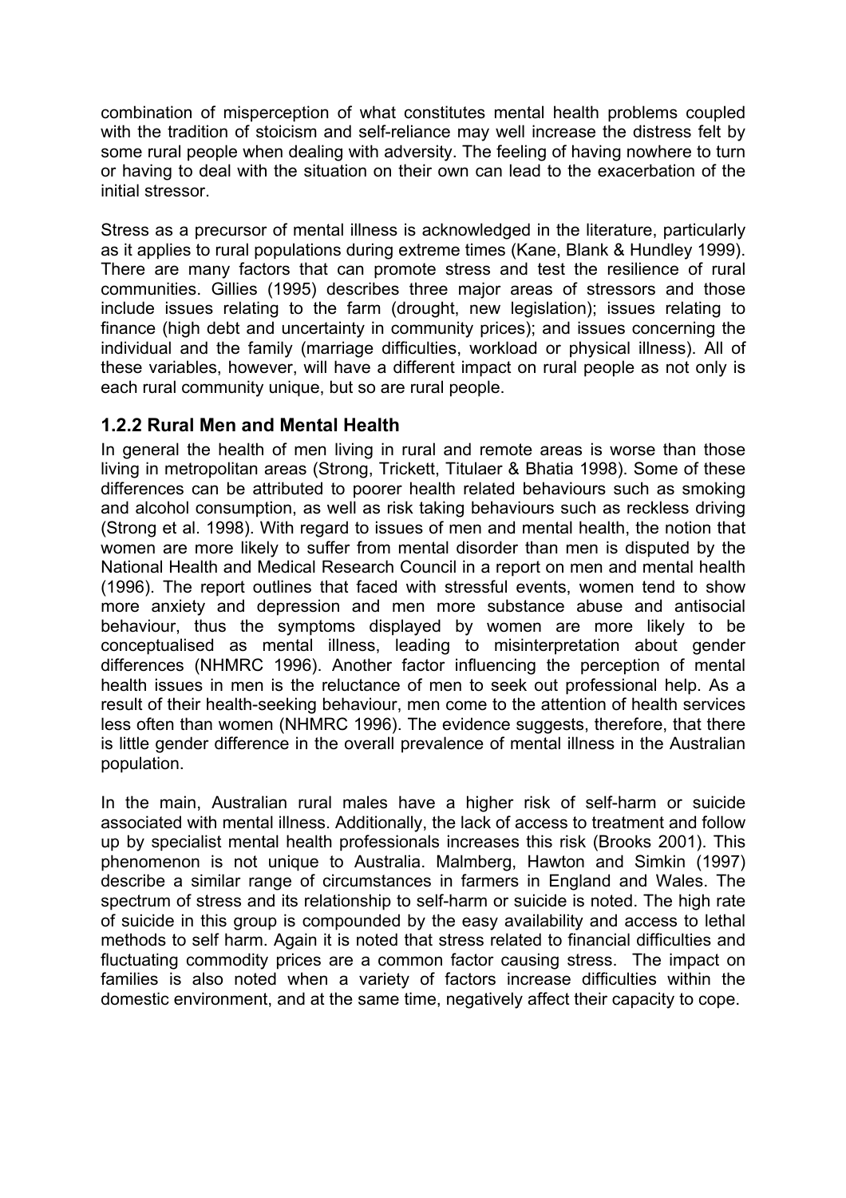combination of misperception of what constitutes mental health problems coupled with the tradition of stoicism and self-reliance may well increase the distress felt by some rural people when dealing with adversity. The feeling of having nowhere to turn or having to deal with the situation on their own can lead to the exacerbation of the initial stressor.

Stress as a precursor of mental illness is acknowledged in the literature, particularly as it applies to rural populations during extreme times (Kane, Blank & Hundley 1999). There are many factors that can promote stress and test the resilience of rural communities. Gillies (1995) describes three major areas of stressors and those include issues relating to the farm (drought, new legislation); issues relating to finance (high debt and uncertainty in community prices); and issues concerning the individual and the family (marriage difficulties, workload or physical illness). All of these variables, however, will have a different impact on rural people as not only is each rural community unique, but so are rural people.

### 1.2.2 Rural Men and Mental Health

In general the health of men living in rural and remote areas is worse than those living in metropolitan areas (Strong, Trickett, Titulaer & Bhatia 1998). Some of these differences can be attributed to poorer health related behaviours such as smoking and alcohol consumption, as well as risk taking behaviours such as reckless driving (Strong et al. 1998). With regard to issues of men and mental health, the notion that women are more likely to suffer from mental disorder than men is disputed by the National Health and Medical Research Council in a report on men and mental health (1996). The report outlines that faced with stressful events, women tend to show more anxiety and depression and men more substance abuse and antisocial behaviour, thus the symptoms displayed by women are more likely to be conceptualised as mental illness, leading to misinterpretation about gender differences (NHMRC 1996). Another factor influencing the perception of mental health issues in men is the reluctance of men to seek out professional help. As a result of their health-seeking behaviour, men come to the attention of health services less often than women (NHMRC 1996). The evidence suggests, therefore, that there is little gender difference in the overall prevalence of mental illness in the Australian population.

In the main, Australian rural males have a higher risk of self-harm or suicide associated with mental illness. Additionally, the lack of access to treatment and follow up by specialist mental health professionals increases this risk (Brooks 2001). This phenomenon is not unique to Australia. Malmberg, Hawton and Simkin (1997) describe a similar range of circumstances in farmers in England and Wales. The spectrum of stress and its relationship to self-harm or suicide is noted. The high rate of suicide in this group is compounded by the easy availability and access to lethal methods to self harm. Again it is noted that stress related to financial difficulties and fluctuating commodity prices are a common factor causing stress. The impact on families is also noted when a variety of factors increase difficulties within the domestic environment, and at the same time, negatively affect their capacity to cope.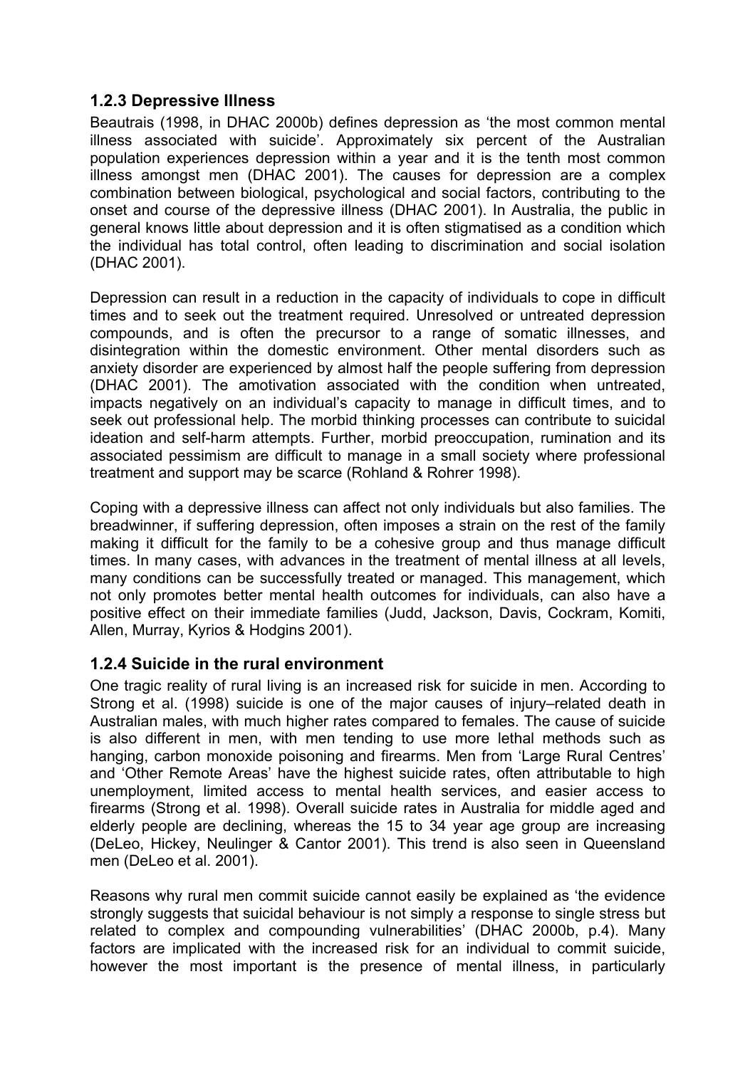### 1.2.3 Depressive Illness

Beautrais (1998, in DHAC 2000b) defines depression as 'the most common mental illness associated with suicide'. Approximately six percent of the Australian population experiences depression within a year and it is the tenth most common illness amongst men (DHAC 2001). The causes for depression are a complex combination between biological, psychological and social factors, contributing to the onset and course of the depressive illness (DHAC 2001). In Australia, the public in general knows little about depression and it is often stigmatised as a condition which the individual has total control, often leading to discrimination and social isolation (DHAC 2001).

Depression can result in a reduction in the capacity of individuals to cope in difficult times and to seek out the treatment required. Unresolved or untreated depression compounds, and is often the precursor to a range of somatic illnesses, and disintegration within the domestic environment. Other mental disorders such as anxiety disorder are experienced by almost half the people suffering from depression (DHAC 2001). The amotivation associated with the condition when untreated, impacts negatively on an individual's capacity to manage in difficult times, and to seek out professional help. The morbid thinking processes can contribute to suicidal ideation and self-harm attempts. Further, morbid preoccupation, rumination and its associated pessimism are difficult to manage in a small society where professional treatment and support may be scarce (Rohland & Rohrer 1998).

Coping with a depressive illness can affect not only individuals but also families. The breadwinner, if suffering depression, often imposes a strain on the rest of the family making it difficult for the family to be a cohesive group and thus manage difficult times. In many cases, with advances in the treatment of mental illness at all levels, many conditions can be successfully treated or managed. This management, which not only promotes better mental health outcomes for individuals, can also have a positive effect on their immediate families (Judd, Jackson, Davis, Cockram, Komiti, Allen, Murray, Kyrios & Hodgins 2001).

### 1.2.4 Suicide in the rural environment

One tragic reality of rural living is an increased risk for suicide in men. According to Strong et al. (1998) suicide is one of the major causes of injury–related death in Australian males, with much higher rates compared to females. The cause of suicide is also different in men, with men tending to use more lethal methods such as hanging, carbon monoxide poisoning and firearms. Men from 'Large Rural Centres' and 'Other Remote Areas' have the highest suicide rates, often attributable to high unemployment, limited access to mental health services, and easier access to firearms (Strong et al. 1998). Overall suicide rates in Australia for middle aged and elderly people are declining, whereas the 15 to 34 year age group are increasing (DeLeo, Hickey, Neulinger & Cantor 2001). This trend is also seen in Queensland men (DeLeo et al. 2001).

Reasons why rural men commit suicide cannot easily be explained as 'the evidence strongly suggests that suicidal behaviour is not simply a response to single stress but related to complex and compounding vulnerabilities' (DHAC 2000b, p.4). Many factors are implicated with the increased risk for an individual to commit suicide, however the most important is the presence of mental illness, in particularly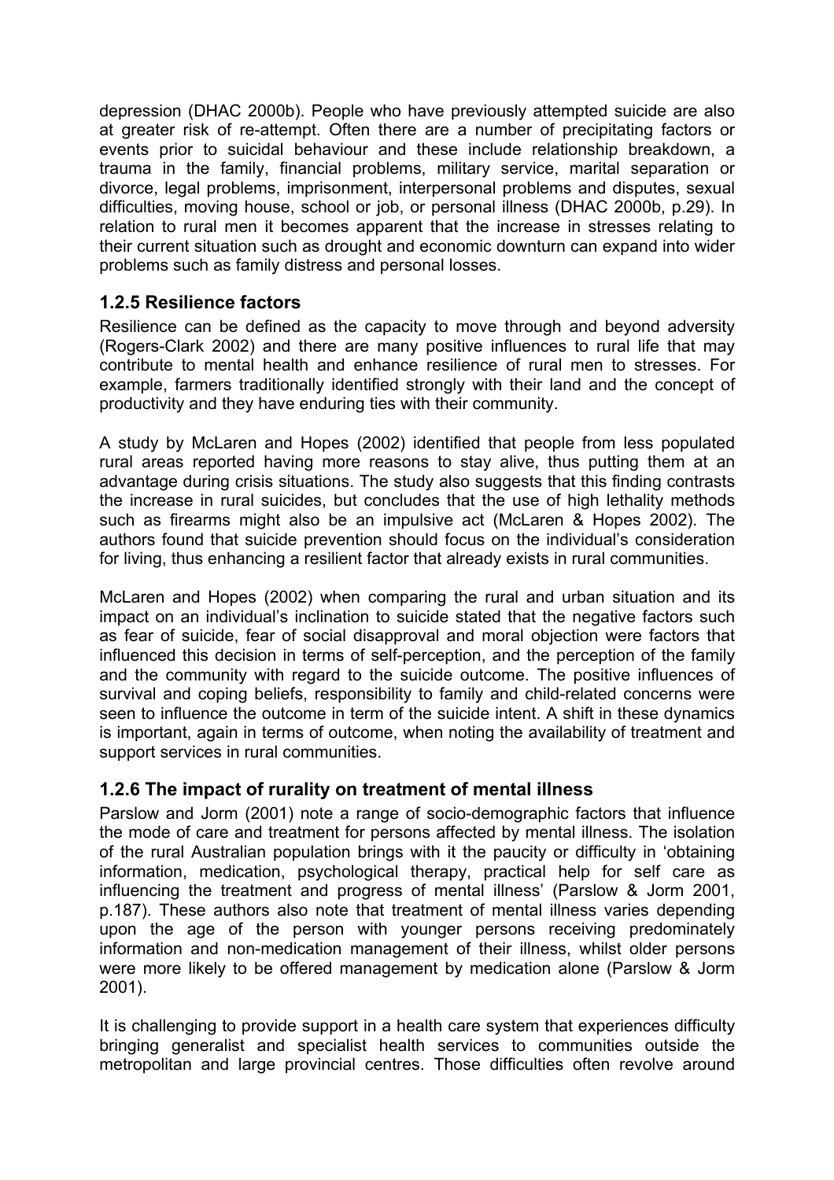depression (DHAC 2000b). People who have previously attempted suicide are also at greater risk of re-attempt. Often there are a number of precipitating factors or events prior to suicidal behaviour and these include relationship breakdown, a trauma in the family, financial problems, military service, marital separation or divorce, legal problems, imprisonment, interpersonal problems and disputes, sexual difficulties, moving house, school or job, or personal illness (DHAC 2000b, p.29). In relation to rural men it becomes apparent that the increase in stresses relating to their current situation such as drought and economic downturn can expand into wider problems such as family distress and personal losses.

### 1.2.5 Resilience factors

Resilience can be defined as the capacity to move through and beyond adversity (Rogers-Clark 2002) and there are many positive influences to rural life that may contribute to mental health and enhance resilience of rural men to stresses. For example, farmers traditionally identified strongly with their land and the concept of productivity and they have enduring ties with their community.

A study by McLaren and Hopes (2002) identified that people from less populated rural areas reported having more reasons to stay alive, thus putting them at an advantage during crisis situations. The study also suggests that this finding contrasts the increase in rural suicides, but concludes that the use of high lethality methods such as firearms might also be an impulsive act (McLaren & Hopes 2002). The authors found that suicide prevention should focus on the individual's consideration for living, thus enhancing a resilient factor that already exists in rural communities.

McLaren and Hopes (2002) when comparing the rural and urban situation and its impact on an individual's inclination to suicide stated that the negative factors such as fear of suicide, fear of social disapproval and moral objection were factors that influenced this decision in terms of self-perception, and the perception of the family and the community with regard to the suicide outcome. The positive influences of survival and coping beliefs, responsibility to family and child-related concerns were seen to influence the outcome in term of the suicide intent. A shift in these dynamics is important, again in terms of outcome, when noting the availability of treatment and support services in rural communities.

### 1.2.6 The impact of rurality on treatment of mental illness

Parslow and Jorm (2001) note a range of socio-demographic factors that influence the mode of care and treatment for persons affected by mental illness. The isolation of the rural Australian population brings with it the paucity or difficulty in 'obtaining information, medication, psychological therapy, practical help for self care as influencing the treatment and progress of mental illness' (Parslow & Jorm 2001, p.187). These authors also note that treatment of mental illness varies depending upon the age of the person with younger persons receiving predominately information and non-medication management of their illness, whilst older persons were more likely to be offered management by medication alone (Parslow & Jorm 2001).

It is challenging to provide support in a health care system that experiences difficulty bringing generalist and specialist health services to communities outside the metropolitan and large provincial centres. Those difficulties often revolve around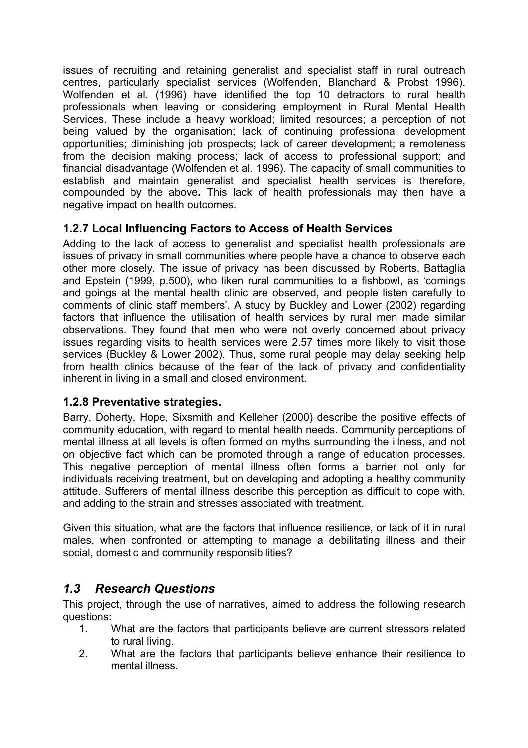issues of recruiting and retaining generalist and specialist staff in rural outreach centres, particularly specialist services (Wolfenden, Blanchard & Probst 1996). Wolfenden et al. (1996) have identified the top 10 detractors to rural health professionals when leaving or considering employment in Rural Mental Health Services. These include a heavy workload; limited resources; a perception of not being valued by the organisation; lack of continuing professional development opportunities; diminishing job prospects; lack of career development; a remoteness from the decision making process; lack of access to professional support; and financial disadvantage (Wolfenden et al. 1996). The capacity of small communities to establish and maintain generalist and specialist health services is therefore, compounded by the above**.** This lack of health professionals may then have a negative impact on health outcomes.

### 1.2.7 Local Influencing Factors to Access of Health Services

Adding to the lack of access to generalist and specialist health professionals are issues of privacy in small communities where people have a chance to observe each other more closely. The issue of privacy has been discussed by Roberts, Battaglia and Epstein (1999, p.500), who liken rural communities to a fishbowl, as 'comings and goings at the mental health clinic are observed, and people listen carefully to comments of clinic staff members'. A study by Buckley and Lower (2002) regarding factors that influence the utilisation of health services by rural men made similar observations. They found that men who were not overly concerned about privacy issues regarding visits to health services were 2.57 times more likely to visit those services (Buckley & Lower 2002). Thus, some rural people may delay seeking help from health clinics because of the fear of the lack of privacy and confidentiality inherent in living in a small and closed environment.

### 1.2.8 Preventative strategies.

Barry, Doherty, Hope, Sixsmith and Kelleher (2000) describe the positive effects of community education, with regard to mental health needs. Community perceptions of mental illness at all levels is often formed on myths surrounding the illness, and not on objective fact which can be promoted through a range of education processes. This negative perception of mental illness often forms a barrier not only for individuals receiving treatment, but on developing and adopting a healthy community attitude. Sufferers of mental illness describe this perception as difficult to cope with, and adding to the strain and stresses associated with treatment.

Given this situation, what are the factors that influence resilience, or lack of it in rural males, when confronted or attempting to manage a debilitating illness and their social, domestic and community responsibilities?

## *1.3 Research Questions*

This project, through the use of narratives, aimed to address the following research questions:

1. What are the factors that participants believe are current stressors related to rural living.
2. What are the factors that participants believe enhance their resilience to mental illness.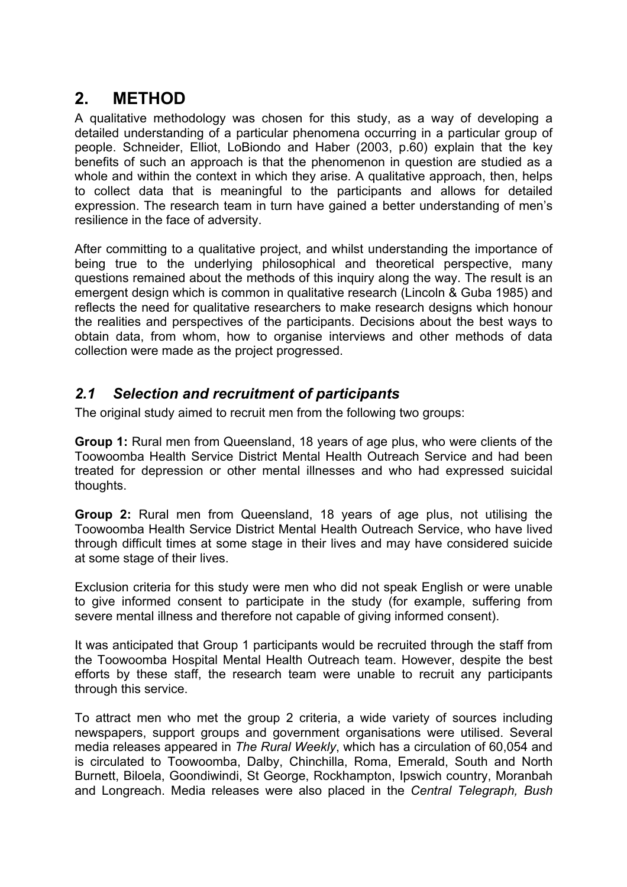## 2. METHOD

A qualitative methodology was chosen for this study, as a way of developing a detailed understanding of a particular phenomena occurring in a particular group of people. Schneider, Elliot, LoBiondo and Haber (2003, p.60) explain that the key benefits of such an approach is that the phenomenon in question are studied as a whole and within the context in which they arise. A qualitative approach, then, helps to collect data that is meaningful to the participants and allows for detailed expression. The research team in turn have gained a better understanding of men's resilience in the face of adversity.

After committing to a qualitative project, and whilst understanding the importance of being true to the underlying philosophical and theoretical perspective, many questions remained about the methods of this inquiry along the way. The result is an emergent design which is common in qualitative research (Lincoln & Guba 1985) and reflects the need for qualitative researchers to make research designs which honour the realities and perspectives of the participants. Decisions about the best ways to obtain data, from whom, how to organise interviews and other methods of data collection were made as the project progressed.

### *2.1 Selection and recruitment of participants*

The original study aimed to recruit men from the following two groups:

**Group 1:** Rural men from Queensland, 18 years of age plus, who were clients of the Toowoomba Health Service District Mental Health Outreach Service and had been treated for depression or other mental illnesses and who had expressed suicidal thoughts.

**Group 2:** Rural men from Queensland, 18 years of age plus, not utilising the Toowoomba Health Service District Mental Health Outreach Service, who have lived through difficult times at some stage in their lives and may have considered suicide at some stage of their lives.

Exclusion criteria for this study were men who did not speak English or were unable to give informed consent to participate in the study (for example, suffering from severe mental illness and therefore not capable of giving informed consent).

It was anticipated that Group 1 participants would be recruited through the staff from the Toowoomba Hospital Mental Health Outreach team. However, despite the best efforts by these staff, the research team were unable to recruit any participants through this service.

To attract men who met the group 2 criteria, a wide variety of sources including newspapers, support groups and government organisations were utilised. Several media releases appeared in *The Rural Weekly*, which has a circulation of 60,054 and is circulated to Toowoomba, Dalby, Chinchilla, Roma, Emerald, South and North Burnett, Biloela, Goondiwindi, St George, Rockhampton, Ipswich country, Moranbah and Longreach. Media releases were also placed in the *Central Telegraph, Bush*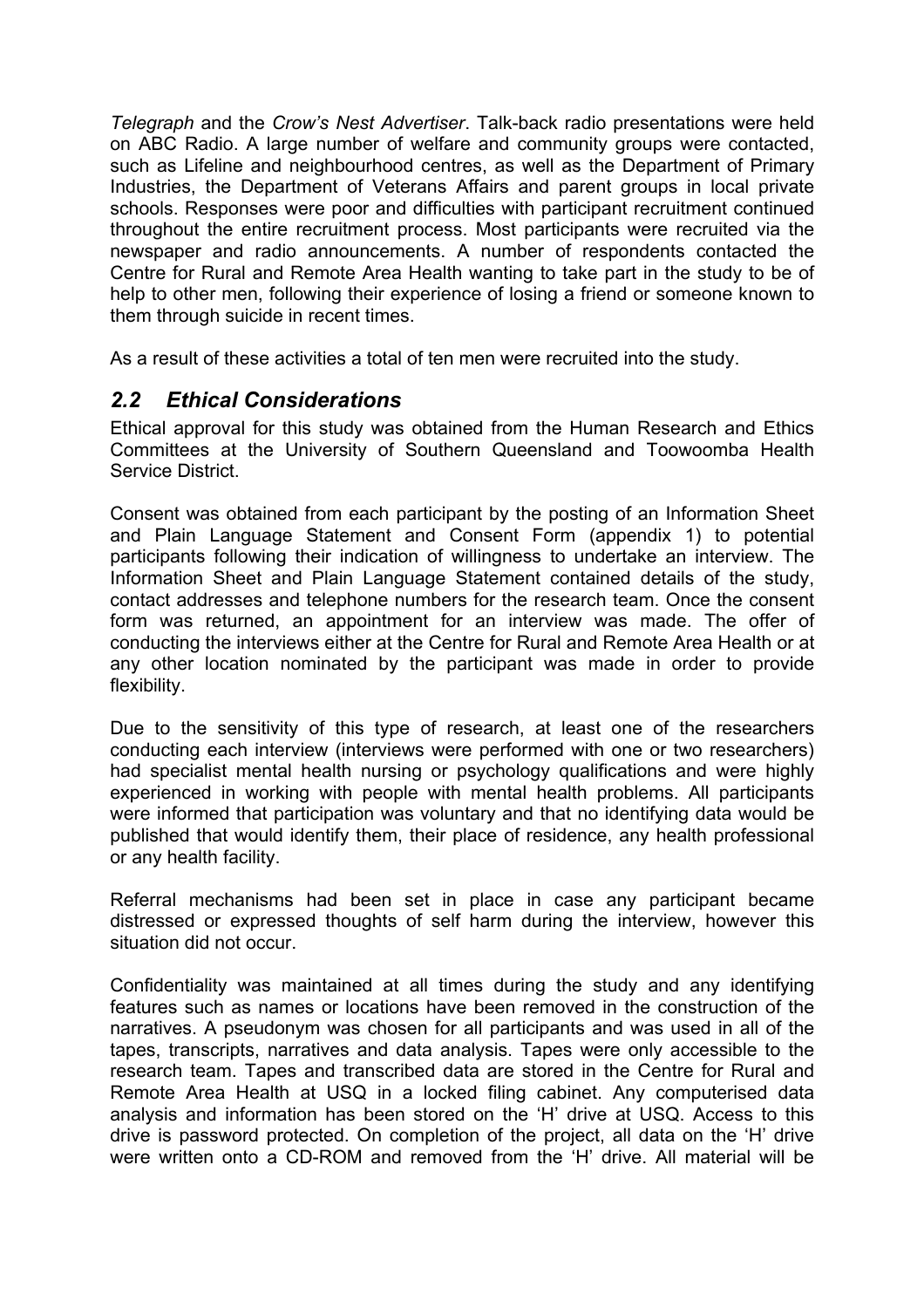*Telegraph* and the *Crow's Nest Advertiser*. Talk-back radio presentations were held on ABC Radio. A large number of welfare and community groups were contacted, such as Lifeline and neighbourhood centres, as well as the Department of Primary Industries, the Department of Veterans Affairs and parent groups in local private schools. Responses were poor and difficulties with participant recruitment continued throughout the entire recruitment process. Most participants were recruited via the newspaper and radio announcements. A number of respondents contacted the Centre for Rural and Remote Area Health wanting to take part in the study to be of help to other men, following their experience of losing a friend or someone known to them through suicide in recent times.

As a result of these activities a total of ten men were recruited into the study.

## *2.2 Ethical Considerations*

Ethical approval for this study was obtained from the Human Research and Ethics Committees at the University of Southern Queensland and Toowoomba Health Service District.

Consent was obtained from each participant by the posting of an Information Sheet and Plain Language Statement and Consent Form (appendix 1) to potential participants following their indication of willingness to undertake an interview. The Information Sheet and Plain Language Statement contained details of the study, contact addresses and telephone numbers for the research team. Once the consent form was returned, an appointment for an interview was made. The offer of conducting the interviews either at the Centre for Rural and Remote Area Health or at any other location nominated by the participant was made in order to provide flexibility.

Due to the sensitivity of this type of research, at least one of the researchers conducting each interview (interviews were performed with one or two researchers) had specialist mental health nursing or psychology qualifications and were highly experienced in working with people with mental health problems. All participants were informed that participation was voluntary and that no identifying data would be published that would identify them, their place of residence, any health professional or any health facility.

Referral mechanisms had been set in place in case any participant became distressed or expressed thoughts of self harm during the interview, however this situation did not occur.

Confidentiality was maintained at all times during the study and any identifying features such as names or locations have been removed in the construction of the narratives. A pseudonym was chosen for all participants and was used in all of the tapes, transcripts, narratives and data analysis. Tapes were only accessible to the research team. Tapes and transcribed data are stored in the Centre for Rural and Remote Area Health at USQ in a locked filing cabinet. Any computerised data analysis and information has been stored on the 'H' drive at USQ. Access to this drive is password protected. On completion of the project, all data on the 'H' drive were written onto a CD-ROM and removed from the 'H' drive. All material will be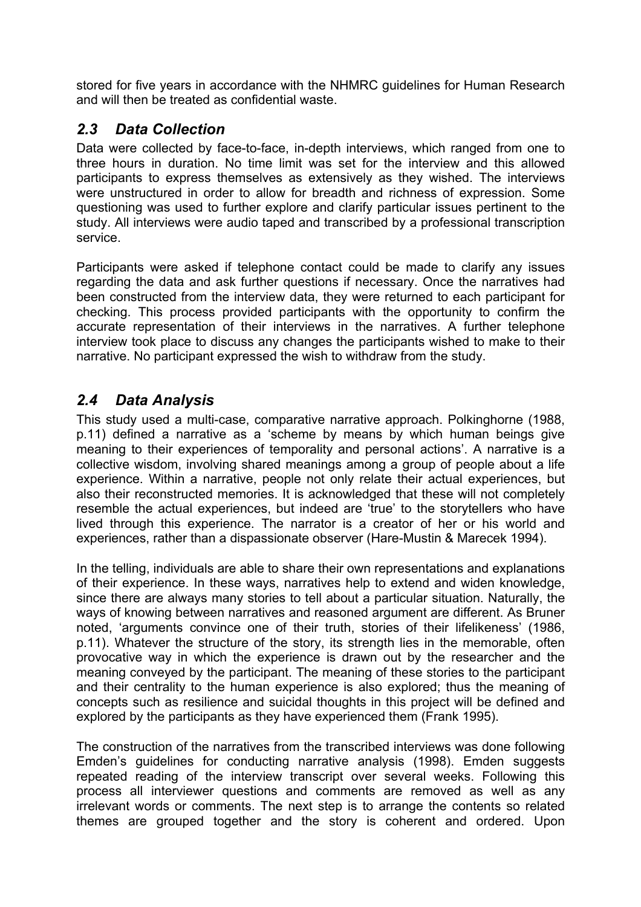stored for five years in accordance with the NHMRC guidelines for Human Research and will then be treated as confidential waste.

## *2.3 Data Collection*

Data were collected by face-to-face, in-depth interviews, which ranged from one to three hours in duration. No time limit was set for the interview and this allowed participants to express themselves as extensively as they wished. The interviews were unstructured in order to allow for breadth and richness of expression. Some questioning was used to further explore and clarify particular issues pertinent to the study. All interviews were audio taped and transcribed by a professional transcription service.

Participants were asked if telephone contact could be made to clarify any issues regarding the data and ask further questions if necessary. Once the narratives had been constructed from the interview data, they were returned to each participant for checking. This process provided participants with the opportunity to confirm the accurate representation of their interviews in the narratives. A further telephone interview took place to discuss any changes the participants wished to make to their narrative. No participant expressed the wish to withdraw from the study.

## *2.4 Data Analysis*

This study used a multi-case, comparative narrative approach. Polkinghorne (1988, p.11) defined a narrative as a 'scheme by means by which human beings give meaning to their experiences of temporality and personal actions'. A narrative is a collective wisdom, involving shared meanings among a group of people about a life experience. Within a narrative, people not only relate their actual experiences, but also their reconstructed memories. It is acknowledged that these will not completely resemble the actual experiences, but indeed are 'true' to the storytellers who have lived through this experience. The narrator is a creator of her or his world and experiences, rather than a dispassionate observer (Hare-Mustin & Marecek 1994).

In the telling, individuals are able to share their own representations and explanations of their experience. In these ways, narratives help to extend and widen knowledge, since there are always many stories to tell about a particular situation. Naturally, the ways of knowing between narratives and reasoned argument are different. As Bruner noted, 'arguments convince one of their truth, stories of their lifelikeness' (1986, p.11). Whatever the structure of the story, its strength lies in the memorable, often provocative way in which the experience is drawn out by the researcher and the meaning conveyed by the participant. The meaning of these stories to the participant and their centrality to the human experience is also explored; thus the meaning of concepts such as resilience and suicidal thoughts in this project will be defined and explored by the participants as they have experienced them (Frank 1995).

The construction of the narratives from the transcribed interviews was done following Emden's guidelines for conducting narrative analysis (1998). Emden suggests repeated reading of the interview transcript over several weeks. Following this process all interviewer questions and comments are removed as well as any irrelevant words or comments. The next step is to arrange the contents so related themes are grouped together and the story is coherent and ordered. Upon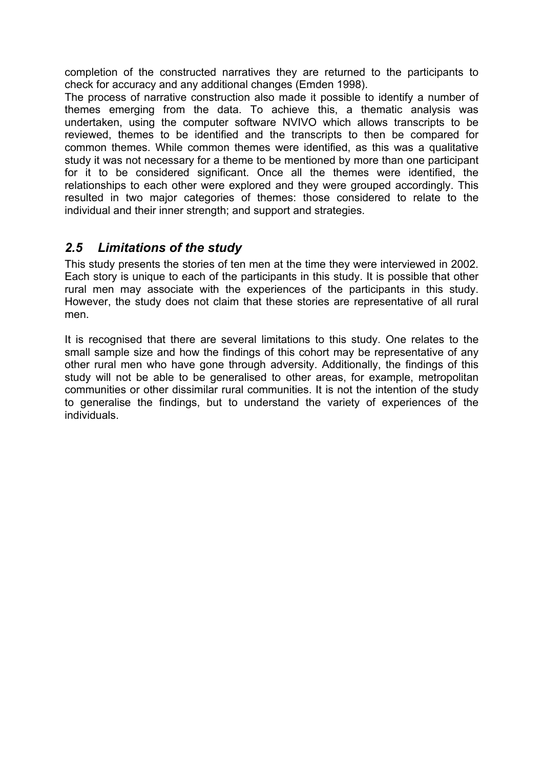completion of the constructed narratives they are returned to the participants to check for accuracy and any additional changes (Emden 1998).

The process of narrative construction also made it possible to identify a number of themes emerging from the data. To achieve this, a thematic analysis was undertaken, using the computer software NVIVO which allows transcripts to be reviewed, themes to be identified and the transcripts to then be compared for common themes. While common themes were identified, as this was a qualitative study it was not necessary for a theme to be mentioned by more than one participant for it to be considered significant. Once all the themes were identified, the relationships to each other were explored and they were grouped accordingly. This resulted in two major categories of themes: those considered to relate to the individual and their inner strength; and support and strategies.

## *2.5 Limitations of the study*

This study presents the stories of ten men at the time they were interviewed in 2002. Each story is unique to each of the participants in this study. It is possible that other rural men may associate with the experiences of the participants in this study. However, the study does not claim that these stories are representative of all rural men.

It is recognised that there are several limitations to this study. One relates to the small sample size and how the findings of this cohort may be representative of any other rural men who have gone through adversity. Additionally, the findings of this study will not be able to be generalised to other areas, for example, metropolitan communities or other dissimilar rural communities. It is not the intention of the study to generalise the findings, but to understand the variety of experiences of the individuals.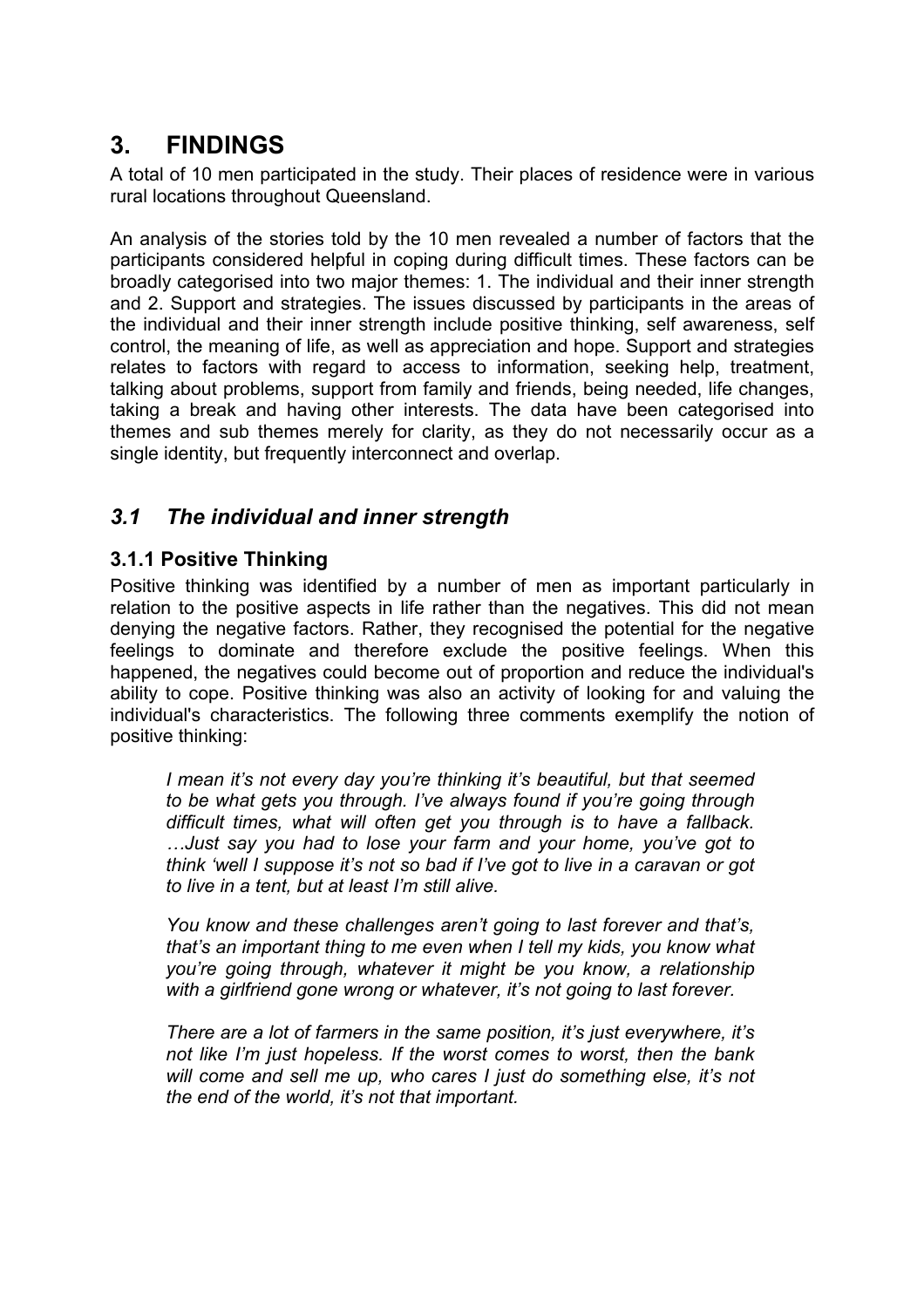# 3. FINDINGS

A total of 10 men participated in the study. Their places of residence were in various rural locations throughout Queensland.

An analysis of the stories told by the 10 men revealed a number of factors that the participants considered helpful in coping during difficult times. These factors can be broadly categorised into two major themes: 1. The individual and their inner strength and 2. Support and strategies. The issues discussed by participants in the areas of the individual and their inner strength include positive thinking, self awareness, self control, the meaning of life, as well as appreciation and hope. Support and strategies relates to factors with regard to access to information, seeking help, treatment, talking about problems, support from family and friends, being needed, life changes, taking a break and having other interests. The data have been categorised into themes and sub themes merely for clarity, as they do not necessarily occur as a single identity, but frequently interconnect and overlap.

## *3.1 The individual and inner strength*

### 3.1.1 Positive Thinking

Positive thinking was identified by a number of men as important particularly in relation to the positive aspects in life rather than the negatives. This did not mean denying the negative factors. Rather, they recognised the potential for the negative feelings to dominate and therefore exclude the positive feelings. When this happened, the negatives could become out of proportion and reduce the individual's ability to cope. Positive thinking was also an activity of looking for and valuing the individual's characteristics. The following three comments exemplify the notion of positive thinking:

> *I mean it's not every day you're thinking it's beautiful, but that seemed to be what gets you through. I've always found if you're going through difficult times, what will often get you through is to have a fallback. …Just say you had to lose your farm and your home, you've got to think 'well I suppose it's not so bad if I've got to live in a caravan or got to live in a tent, but at least I'm still alive.*

> *You know and these challenges aren't going to last forever and that's, that's an important thing to me even when I tell my kids, you know what you're going through, whatever it might be you know, a relationship with a girlfriend gone wrong or whatever, it's not going to last forever.*

> *There are a lot of farmers in the same position, it's just everywhere, it's not like I'm just hopeless. If the worst comes to worst, then the bank will come and sell me up, who cares I just do something else, it's not the end of the world, it's not that important.*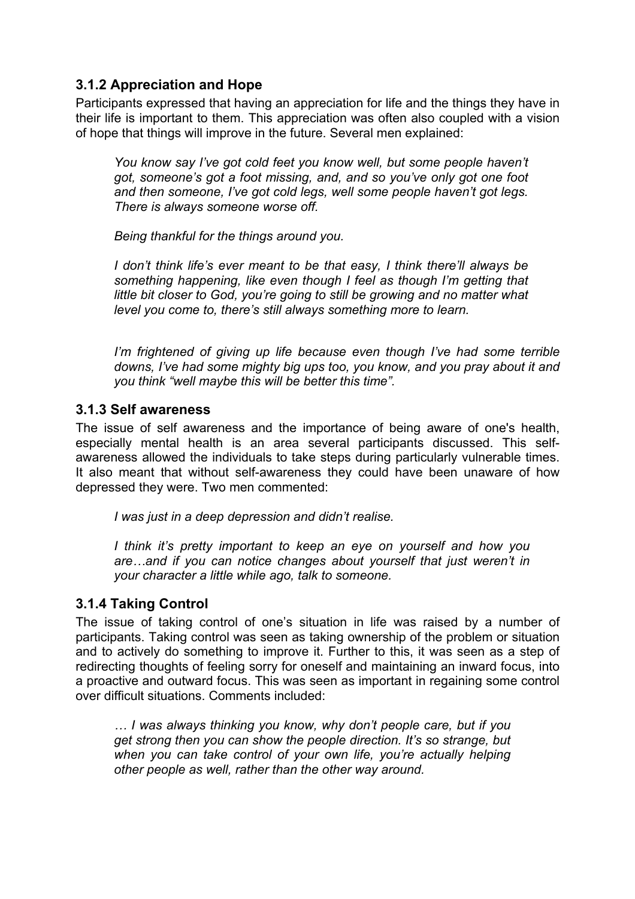### 3.1.2 Appreciation and Hope

Participants expressed that having an appreciation for life and the things they have in their life is important to them. This appreciation was often also coupled with a vision of hope that things will improve in the future. Several men explained:

> *You know say I've got cold feet you know well, but some people haven't got, someone's got a foot missing, and, and so you've only got one foot and then someone, I've got cold legs, well some people haven't got legs. There is always someone worse off.*
>
> *Being thankful for the things around you.*
>
> *I don't think life's ever meant to be that easy, I think there'll always be something happening, like even though I feel as though I'm getting that little bit closer to God, you're going to still be growing and no matter what level you come to, there's still always something more to learn.*
>
> *I'm frightened of giving up life because even though I've had some terrible downs, I've had some mighty big ups too, you know, and you pray about it and you think "well maybe this will be better this time".*

### 3.1.3 Self awareness

The issue of self awareness and the importance of being aware of one's health, especially mental health is an area several participants discussed. This self-awareness allowed the individuals to take steps during particularly vulnerable times. It also meant that without self-awareness they could have been unaware of how depressed they were. Two men commented:

> *I was just in a deep depression and didn't realise.*
>
> *I think it's pretty important to keep an eye on yourself and how you are…and if you can notice changes about yourself that just weren't in your character a little while ago, talk to someone.*

### 3.1.4 Taking Control

The issue of taking control of one's situation in life was raised by a number of participants. Taking control was seen as taking ownership of the problem or situation and to actively do something to improve it. Further to this, it was seen as a step of redirecting thoughts of feeling sorry for oneself and maintaining an inward focus, into a proactive and outward focus. This was seen as important in regaining some control over difficult situations. Comments included:

> *… I was always thinking you know, why don't people care, but if you get strong then you can show the people direction. It's so strange, but when you can take control of your own life, you're actually helping other people as well, rather than the other way around.*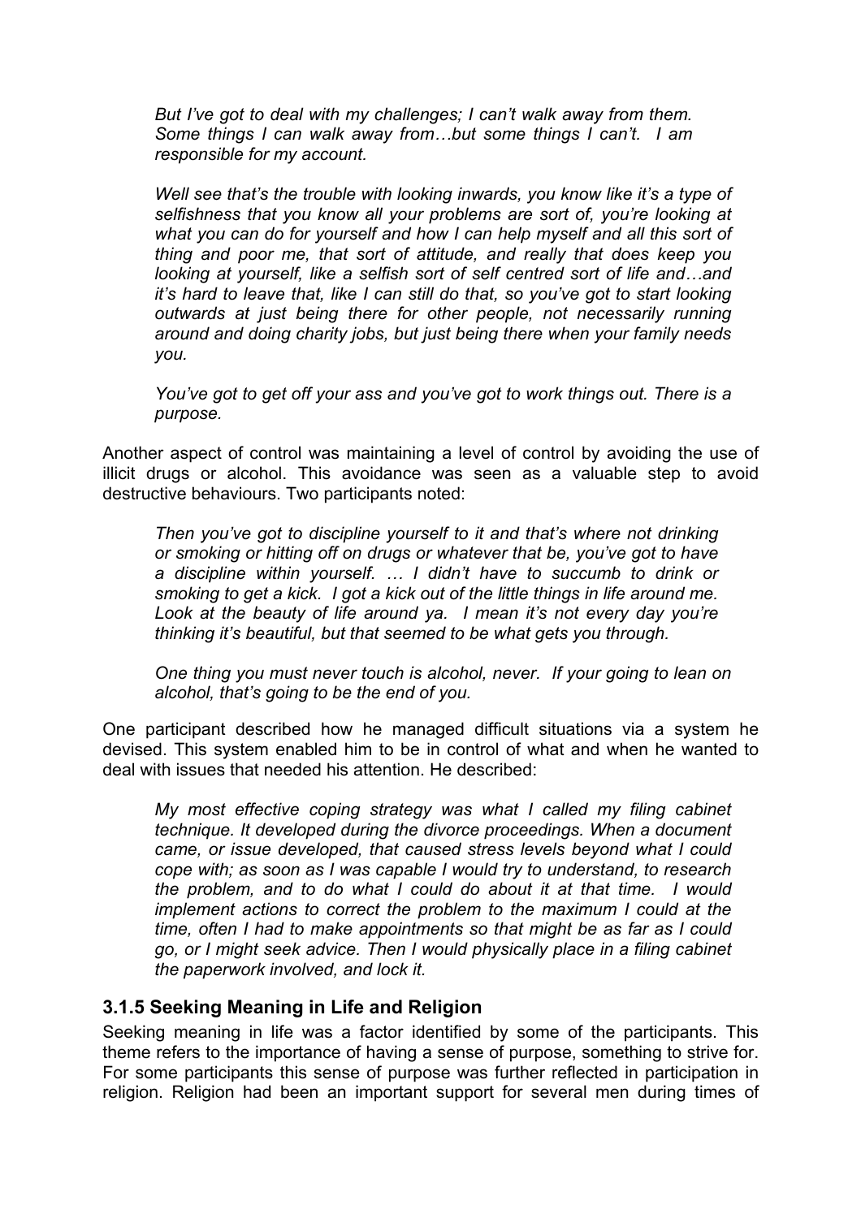> *But I've got to deal with my challenges; I can't walk away from them. Some things I can walk away from…but some things I can't. I am responsible for my account.*

> *Well see that's the trouble with looking inwards, you know like it's a type of selfishness that you know all your problems are sort of, you're looking at what you can do for yourself and how I can help myself and all this sort of thing and poor me, that sort of attitude, and really that does keep you looking at yourself, like a selfish sort of self centred sort of life and…and it's hard to leave that, like I can still do that, so you've got to start looking outwards at just being there for other people, not necessarily running around and doing charity jobs, but just being there when your family needs you.*

> *You've got to get off your ass and you've got to work things out. There is a purpose.*

Another aspect of control was maintaining a level of control by avoiding the use of illicit drugs or alcohol. This avoidance was seen as a valuable step to avoid destructive behaviours. Two participants noted:

> *Then you've got to discipline yourself to it and that's where not drinking or smoking or hitting off on drugs or whatever that be, you've got to have a discipline within yourself. … I didn't have to succumb to drink or smoking to get a kick. I got a kick out of the little things in life around me. Look at the beauty of life around ya. I mean it's not every day you're thinking it's beautiful, but that seemed to be what gets you through.*

> *One thing you must never touch is alcohol, never. If your going to lean on alcohol, that's going to be the end of you.*

One participant described how he managed difficult situations via a system he devised. This system enabled him to be in control of what and when he wanted to deal with issues that needed his attention. He described:

> *My most effective coping strategy was what I called my filing cabinet technique. It developed during the divorce proceedings. When a document came, or issue developed, that caused stress levels beyond what I could cope with; as soon as I was capable I would try to understand, to research the problem, and to do what I could do about it at that time. I would implement actions to correct the problem to the maximum I could at the time, often I had to make appointments so that might be as far as I could go, or I might seek advice. Then I would physically place in a filing cabinet the paperwork involved, and lock it.*

### 3.1.5 Seeking Meaning in Life and Religion

Seeking meaning in life was a factor identified by some of the participants. This theme refers to the importance of having a sense of purpose, something to strive for. For some participants this sense of purpose was further reflected in participation in religion. Religion had been an important support for several men during times of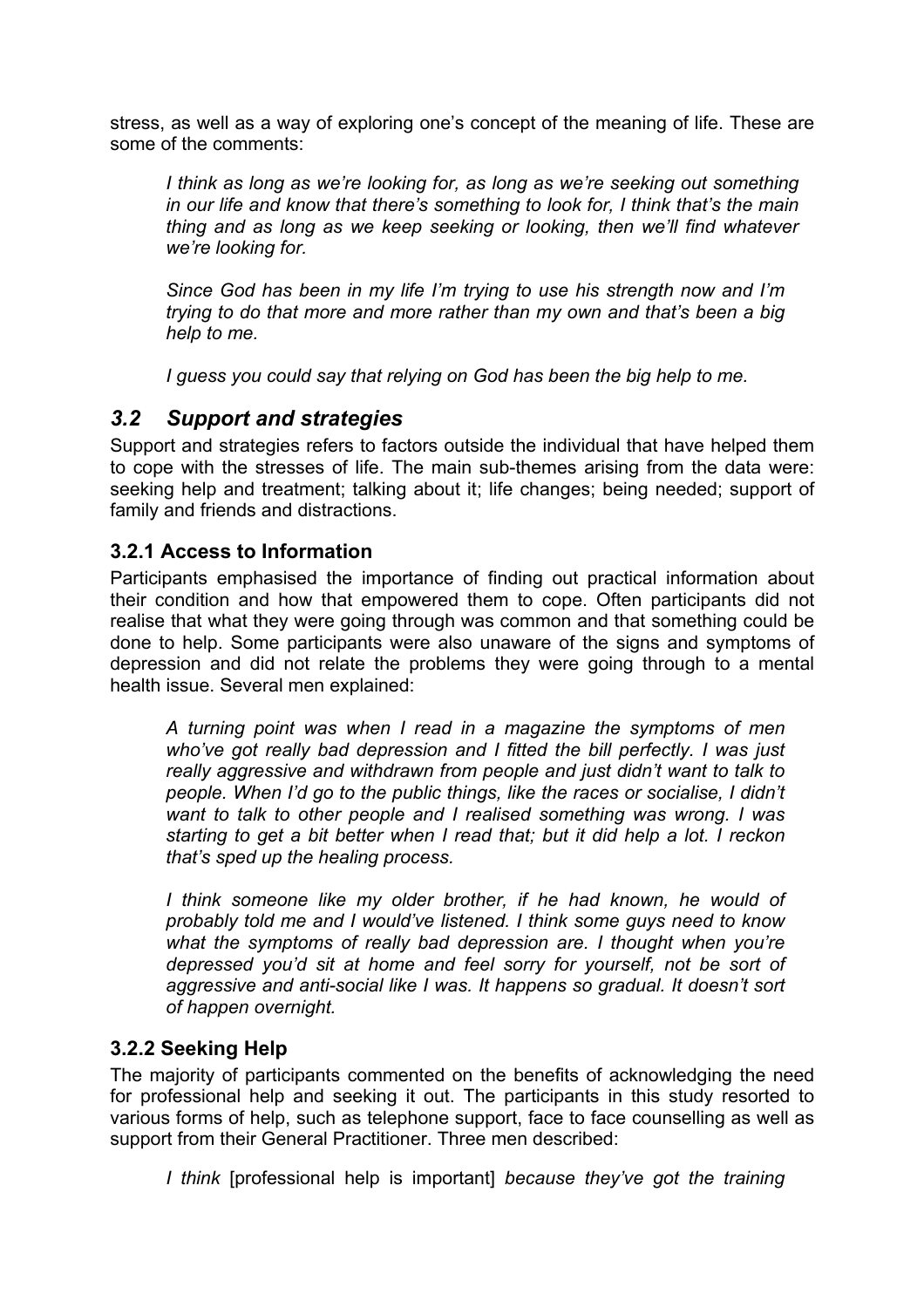stress, as well as a way of exploring one's concept of the meaning of life. These are some of the comments:

> *I think as long as we're looking for, as long as we're seeking out something in our life and know that there's something to look for, I think that's the main thing and as long as we keep seeking or looking, then we'll find whatever we're looking for.*
>
> *Since God has been in my life I'm trying to use his strength now and I'm trying to do that more and more rather than my own and that's been a big help to me.*
>
> *I guess you could say that relying on God has been the big help to me.*

## *3.2 Support and strategies*

Support and strategies refers to factors outside the individual that have helped them to cope with the stresses of life. The main sub-themes arising from the data were: seeking help and treatment; talking about it; life changes; being needed; support of family and friends and distractions.

### 3.2.1 Access to Information

Participants emphasised the importance of finding out practical information about their condition and how that empowered them to cope. Often participants did not realise that what they were going through was common and that something could be done to help. Some participants were also unaware of the signs and symptoms of depression and did not relate the problems they were going through to a mental health issue. Several men explained:

> *A turning point was when I read in a magazine the symptoms of men who've got really bad depression and I fitted the bill perfectly. I was just really aggressive and withdrawn from people and just didn't want to talk to people. When I'd go to the public things, like the races or socialise, I didn't want to talk to other people and I realised something was wrong. I was starting to get a bit better when I read that; but it did help a lot. I reckon that's sped up the healing process.*
>
> *I think someone like my older brother, if he had known, he would of probably told me and I would've listened. I think some guys need to know what the symptoms of really bad depression are. I thought when you're depressed you'd sit at home and feel sorry for yourself, not be sort of aggressive and anti-social like I was. It happens so gradual. It doesn't sort of happen overnight.*

### 3.2.2 Seeking Help

The majority of participants commented on the benefits of acknowledging the need for professional help and seeking it out. The participants in this study resorted to various forms of help, such as telephone support, face to face counselling as well as support from their General Practitioner. Three men described:

> *I think* [professional help is important] *because they've got the training*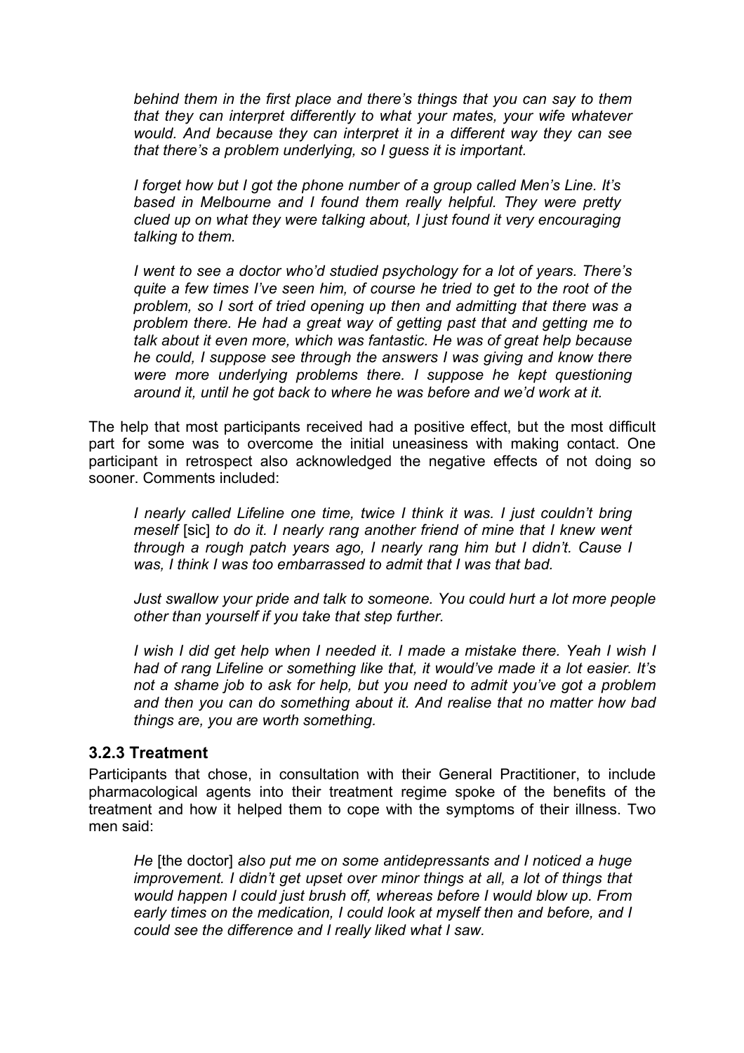*behind them in the first place and there's things that you can say to them that they can interpret differently to what your mates, your wife whatever would. And because they can interpret it in a different way they can see that there's a problem underlying, so I guess it is important.*

*I forget how but I got the phone number of a group called Men's Line. It's based in Melbourne and I found them really helpful. They were pretty clued up on what they were talking about, I just found it very encouraging talking to them.*

*I went to see a doctor who'd studied psychology for a lot of years. There's quite a few times I've seen him, of course he tried to get to the root of the problem, so I sort of tried opening up then and admitting that there was a problem there. He had a great way of getting past that and getting me to talk about it even more, which was fantastic. He was of great help because he could, I suppose see through the answers I was giving and know there were more underlying problems there. I suppose he kept questioning around it, until he got back to where he was before and we'd work at it.*

The help that most participants received had a positive effect, but the most difficult part for some was to overcome the initial uneasiness with making contact. One participant in retrospect also acknowledged the negative effects of not doing so sooner. Comments included:

*I nearly called Lifeline one time, twice I think it was. I just couldn't bring meself* [sic] *to do it. I nearly rang another friend of mine that I knew went through a rough patch years ago, I nearly rang him but I didn't. Cause I was, I think I was too embarrassed to admit that I was that bad.*

*Just swallow your pride and talk to someone. You could hurt a lot more people other than yourself if you take that step further.*

*I wish I did get help when I needed it. I made a mistake there. Yeah I wish I had of rang Lifeline or something like that, it would've made it a lot easier. It's not a shame job to ask for help, but you need to admit you've got a problem and then you can do something about it. And realise that no matter how bad things are, you are worth something.*

### 3.2.3 Treatment

Participants that chose, in consultation with their General Practitioner, to include pharmacological agents into their treatment regime spoke of the benefits of the treatment and how it helped them to cope with the symptoms of their illness. Two men said:

*He* [the doctor] *also put me on some antidepressants and I noticed a huge improvement. I didn't get upset over minor things at all, a lot of things that would happen I could just brush off, whereas before I would blow up. From early times on the medication, I could look at myself then and before, and I could see the difference and I really liked what I saw.*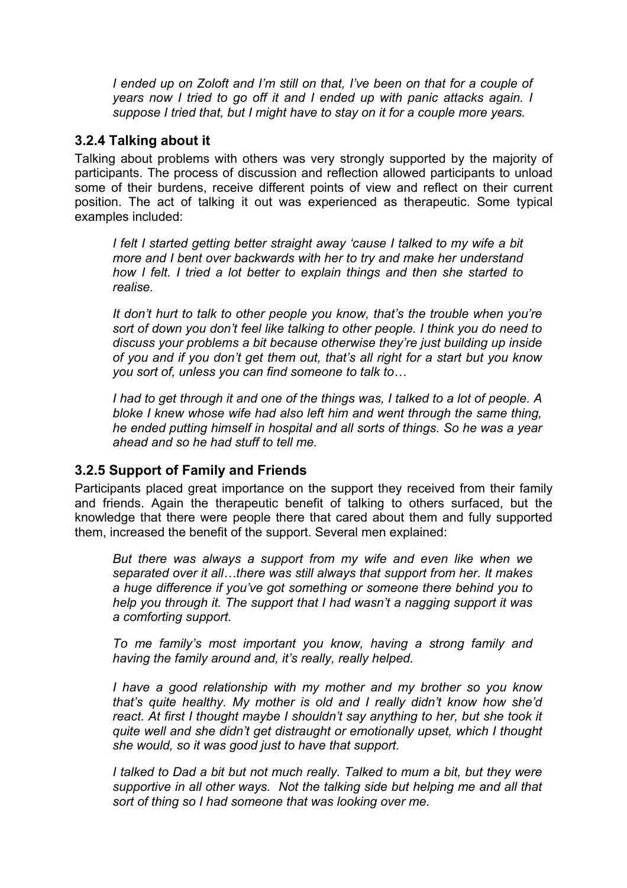> *I ended up on Zoloft and I'm still on that, I've been on that for a couple of years now I tried to go off it and I ended up with panic attacks again. I suppose I tried that, but I might have to stay on it for a couple more years.*

### 3.2.4 Talking about it

Talking about problems with others was very strongly supported by the majority of participants. The process of discussion and reflection allowed participants to unload some of their burdens, receive different points of view and reflect on their current position. The act of talking it out was experienced as therapeutic. Some typical examples included:

> *I felt I started getting better straight away 'cause I talked to my wife a bit more and I bent over backwards with her to try and make her understand how I felt. I tried a lot better to explain things and then she started to realise.*

> *It don't hurt to talk to other people you know, that's the trouble when you're sort of down you don't feel like talking to other people. I think you do need to discuss your problems a bit because otherwise they're just building up inside of you and if you don't get them out, that's all right for a start but you know you sort of, unless you can find someone to talk to…*

> *I had to get through it and one of the things was, I talked to a lot of people. A bloke I knew whose wife had also left him and went through the same thing, he ended putting himself in hospital and all sorts of things. So he was a year ahead and so he had stuff to tell me.*

### 3.2.5 Support of Family and Friends

Participants placed great importance on the support they received from their family and friends. Again the therapeutic benefit of talking to others surfaced, but the knowledge that there were people there that cared about them and fully supported them, increased the benefit of the support. Several men explained:

> *But there was always a support from my wife and even like when we separated over it all…there was still always that support from her. It makes a huge difference if you've got something or someone there behind you to help you through it. The support that I had wasn't a nagging support it was a comforting support.*

> *To me family's most important you know, having a strong family and having the family around and, it's really, really helped.*

> *I have a good relationship with my mother and my brother so you know that's quite healthy. My mother is old and I really didn't know how she'd react. At first I thought maybe I shouldn't say anything to her, but she took it quite well and she didn't get distraught or emotionally upset, which I thought she would, so it was good just to have that support.*

> *I talked to Dad a bit but not much really. Talked to mum a bit, but they were supportive in all other ways. Not the talking side but helping me and all that sort of thing so I had someone that was looking over me.*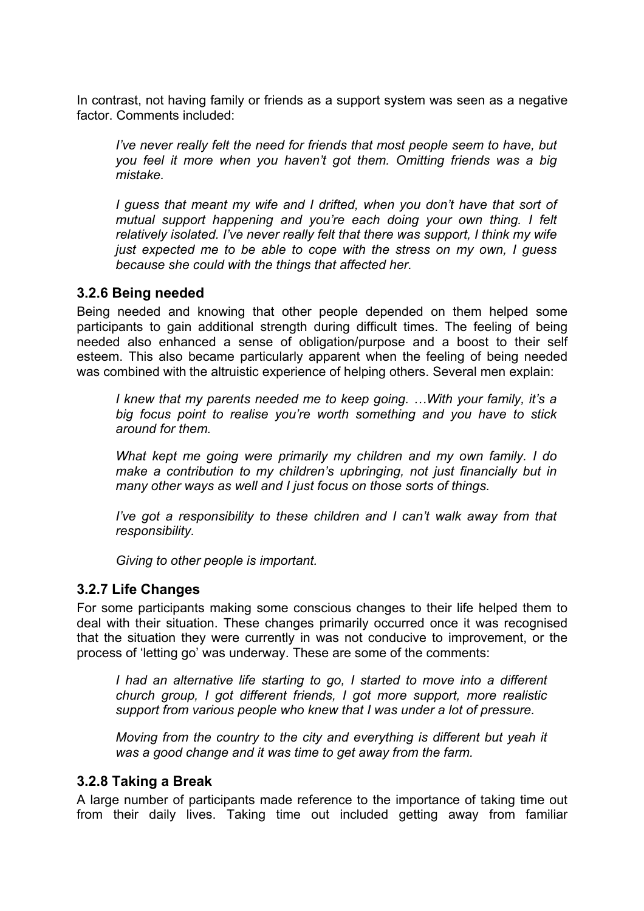In contrast, not having family or friends as a support system was seen as a negative factor. Comments included:

> *I've never really felt the need for friends that most people seem to have, but you feel it more when you haven't got them. Omitting friends was a big mistake.*

> *I guess that meant my wife and I drifted, when you don't have that sort of mutual support happening and you're each doing your own thing. I felt relatively isolated. I've never really felt that there was support, I think my wife just expected me to be able to cope with the stress on my own, I guess because she could with the things that affected her.*

### 3.2.6 Being needed

Being needed and knowing that other people depended on them helped some participants to gain additional strength during difficult times. The feeling of being needed also enhanced a sense of obligation/purpose and a boost to their self esteem. This also became particularly apparent when the feeling of being needed was combined with the altruistic experience of helping others. Several men explain:

> *I knew that my parents needed me to keep going. …With your family, it's a big focus point to realise you're worth something and you have to stick around for them.*

> *What kept me going were primarily my children and my own family. I do make a contribution to my children's upbringing, not just financially but in many other ways as well and I just focus on those sorts of things.*

> *I've got a responsibility to these children and I can't walk away from that responsibility.*

> *Giving to other people is important.*

### 3.2.7 Life Changes

For some participants making some conscious changes to their life helped them to deal with their situation. These changes primarily occurred once it was recognised that the situation they were currently in was not conducive to improvement, or the process of 'letting go' was underway. These are some of the comments:

> *I had an alternative life starting to go, I started to move into a different church group, I got different friends, I got more support, more realistic support from various people who knew that I was under a lot of pressure.*

> *Moving from the country to the city and everything is different but yeah it was a good change and it was time to get away from the farm.*

### 3.2.8 Taking a Break

A large number of participants made reference to the importance of taking time out from their daily lives. Taking time out included getting away from familiar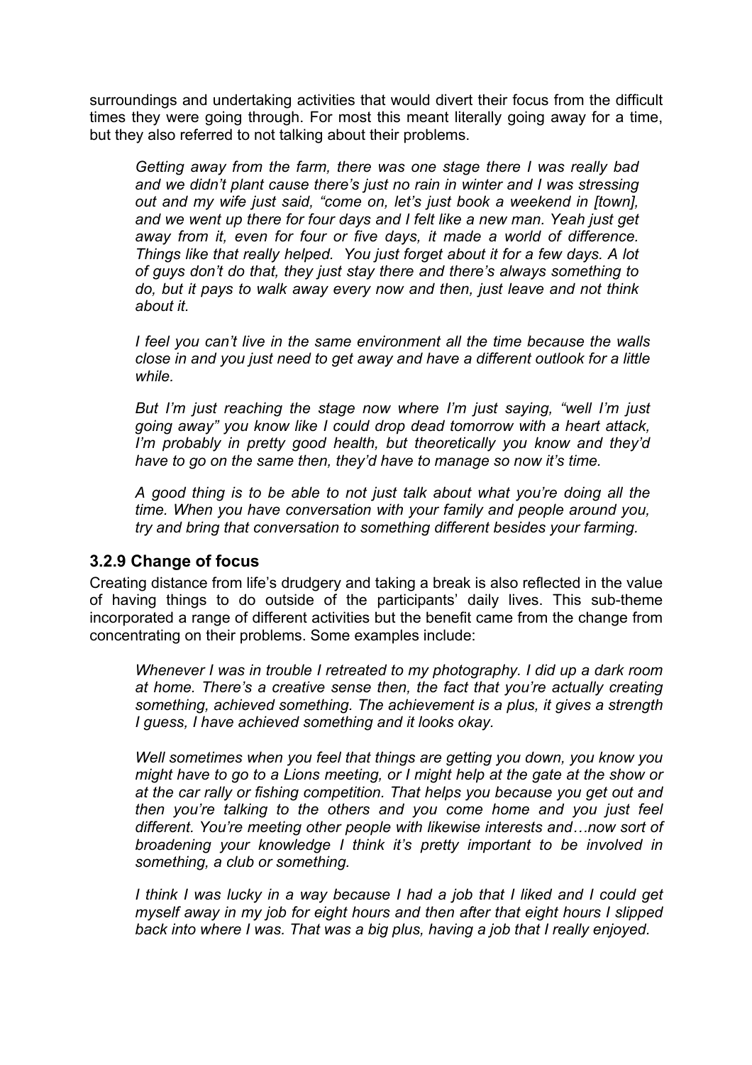surroundings and undertaking activities that would divert their focus from the difficult times they were going through. For most this meant literally going away for a time, but they also referred to not talking about their problems.

> *Getting away from the farm, there was one stage there I was really bad and we didn't plant cause there's just no rain in winter and I was stressing out and my wife just said, "come on, let's just book a weekend in [town], and we went up there for four days and I felt like a new man. Yeah just get away from it, even for four or five days, it made a world of difference. Things like that really helped. You just forget about it for a few days. A lot of guys don't do that, they just stay there and there's always something to do, but it pays to walk away every now and then, just leave and not think about it.*

> *I feel you can't live in the same environment all the time because the walls close in and you just need to get away and have a different outlook for a little while.*

> *But I'm just reaching the stage now where I'm just saying, "well I'm just going away" you know like I could drop dead tomorrow with a heart attack, I'm probably in pretty good health, but theoretically you know and they'd have to go on the same then, they'd have to manage so now it's time.*

> *A good thing is to be able to not just talk about what you're doing all the time. When you have conversation with your family and people around you, try and bring that conversation to something different besides your farming.*

### 3.2.9 Change of focus

Creating distance from life's drudgery and taking a break is also reflected in the value of having things to do outside of the participants' daily lives. This sub-theme incorporated a range of different activities but the benefit came from the change from concentrating on their problems. Some examples include:

> *Whenever I was in trouble I retreated to my photography. I did up a dark room at home. There's a creative sense then, the fact that you're actually creating something, achieved something. The achievement is a plus, it gives a strength I guess, I have achieved something and it looks okay.*

> *Well sometimes when you feel that things are getting you down, you know you might have to go to a Lions meeting, or I might help at the gate at the show or at the car rally or fishing competition. That helps you because you get out and then you're talking to the others and you come home and you just feel different. You're meeting other people with likewise interests and…now sort of broadening your knowledge I think it's pretty important to be involved in something, a club or something.*

> *I think I was lucky in a way because I had a job that I liked and I could get myself away in my job for eight hours and then after that eight hours I slipped back into where I was. That was a big plus, having a job that I really enjoyed.*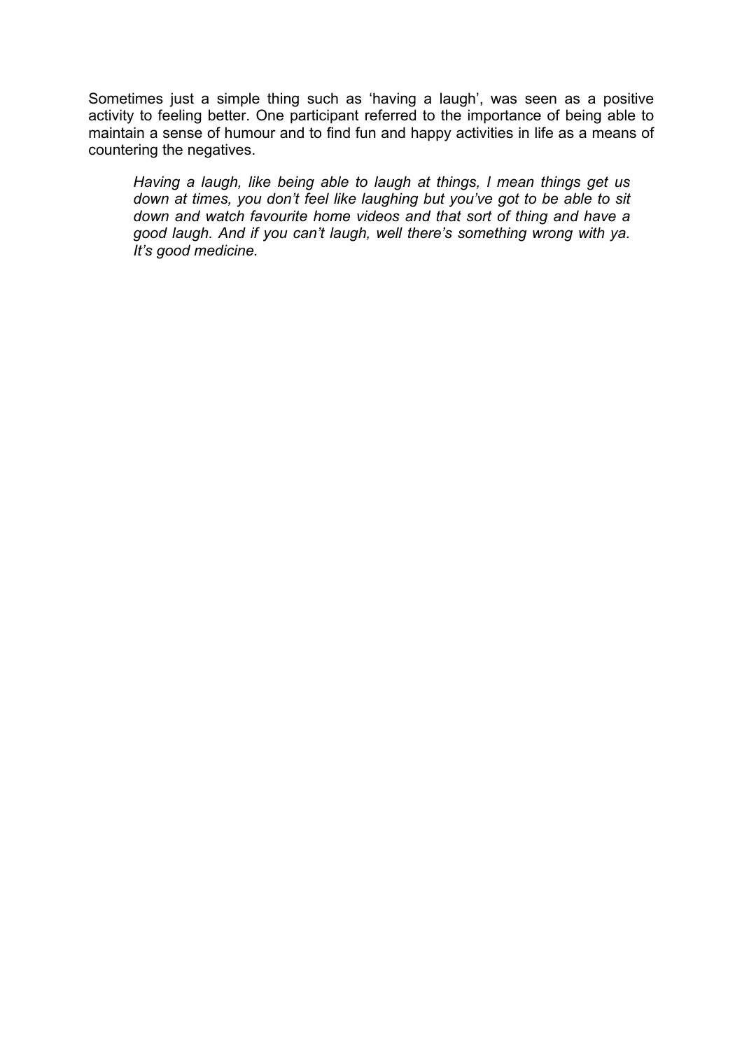Sometimes just a simple thing such as 'having a laugh', was seen as a positive activity to feeling better. One participant referred to the importance of being able to maintain a sense of humour and to find fun and happy activities in life as a means of countering the negatives.

> *Having a laugh, like being able to laugh at things, I mean things get us down at times, you don't feel like laughing but you've got to be able to sit down and watch favourite home videos and that sort of thing and have a good laugh. And if you can't laugh, well there's something wrong with ya. It's good medicine.*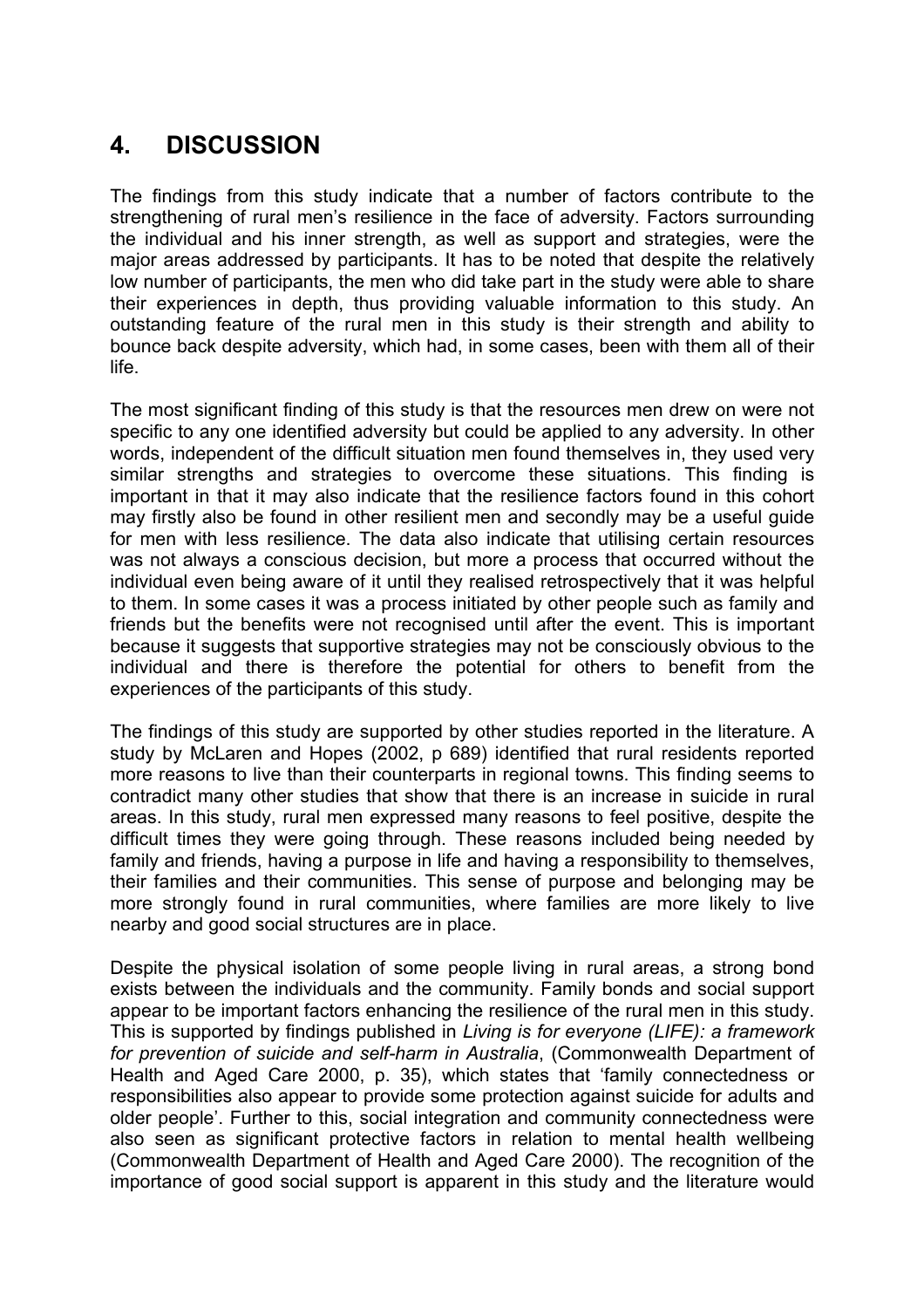# 4. DISCUSSION

The findings from this study indicate that a number of factors contribute to the strengthening of rural men's resilience in the face of adversity. Factors surrounding the individual and his inner strength, as well as support and strategies, were the major areas addressed by participants. It has to be noted that despite the relatively low number of participants, the men who did take part in the study were able to share their experiences in depth, thus providing valuable information to this study. An outstanding feature of the rural men in this study is their strength and ability to bounce back despite adversity, which had, in some cases, been with them all of their life.

The most significant finding of this study is that the resources men drew on were not specific to any one identified adversity but could be applied to any adversity. In other words, independent of the difficult situation men found themselves in, they used very similar strengths and strategies to overcome these situations. This finding is important in that it may also indicate that the resilience factors found in this cohort may firstly also be found in other resilient men and secondly may be a useful guide for men with less resilience. The data also indicate that utilising certain resources was not always a conscious decision, but more a process that occurred without the individual even being aware of it until they realised retrospectively that it was helpful to them. In some cases it was a process initiated by other people such as family and friends but the benefits were not recognised until after the event. This is important because it suggests that supportive strategies may not be consciously obvious to the individual and there is therefore the potential for others to benefit from the experiences of the participants of this study.

The findings of this study are supported by other studies reported in the literature. A study by McLaren and Hopes (2002, p 689) identified that rural residents reported more reasons to live than their counterparts in regional towns. This finding seems to contradict many other studies that show that there is an increase in suicide in rural areas. In this study, rural men expressed many reasons to feel positive, despite the difficult times they were going through. These reasons included being needed by family and friends, having a purpose in life and having a responsibility to themselves, their families and their communities. This sense of purpose and belonging may be more strongly found in rural communities, where families are more likely to live nearby and good social structures are in place.

Despite the physical isolation of some people living in rural areas, a strong bond exists between the individuals and the community. Family bonds and social support appear to be important factors enhancing the resilience of the rural men in this study. This is supported by findings published in *Living is for everyone (LIFE): a framework for prevention of suicide and self-harm in Australia*, (Commonwealth Department of Health and Aged Care 2000, p. 35), which states that 'family connectedness or responsibilities also appear to provide some protection against suicide for adults and older people'. Further to this, social integration and community connectedness were also seen as significant protective factors in relation to mental health wellbeing (Commonwealth Department of Health and Aged Care 2000). The recognition of the importance of good social support is apparent in this study and the literature would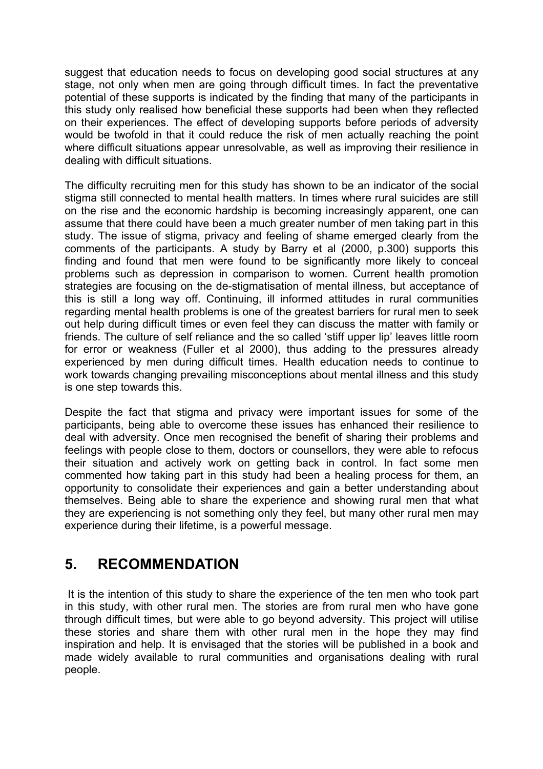suggest that education needs to focus on developing good social structures at any stage, not only when men are going through difficult times. In fact the preventative potential of these supports is indicated by the finding that many of the participants in this study only realised how beneficial these supports had been when they reflected on their experiences. The effect of developing supports before periods of adversity would be twofold in that it could reduce the risk of men actually reaching the point where difficult situations appear unresolvable, as well as improving their resilience in dealing with difficult situations.

The difficulty recruiting men for this study has shown to be an indicator of the social stigma still connected to mental health matters. In times where rural suicides are still on the rise and the economic hardship is becoming increasingly apparent, one can assume that there could have been a much greater number of men taking part in this study. The issue of stigma, privacy and feeling of shame emerged clearly from the comments of the participants. A study by Barry et al (2000, p.300) supports this finding and found that men were found to be significantly more likely to conceal problems such as depression in comparison to women. Current health promotion strategies are focusing on the de-stigmatisation of mental illness, but acceptance of this is still a long way off. Continuing, ill informed attitudes in rural communities regarding mental health problems is one of the greatest barriers for rural men to seek out help during difficult times or even feel they can discuss the matter with family or friends. The culture of self reliance and the so called 'stiff upper lip' leaves little room for error or weakness (Fuller et al 2000), thus adding to the pressures already experienced by men during difficult times. Health education needs to continue to work towards changing prevailing misconceptions about mental illness and this study is one step towards this.

Despite the fact that stigma and privacy were important issues for some of the participants, being able to overcome these issues has enhanced their resilience to deal with adversity. Once men recognised the benefit of sharing their problems and feelings with people close to them, doctors or counsellors, they were able to refocus their situation and actively work on getting back in control. In fact some men commented how taking part in this study had been a healing process for them, an opportunity to consolidate their experiences and gain a better understanding about themselves. Being able to share the experience and showing rural men that what they are experiencing is not something only they feel, but many other rural men may experience during their lifetime, is a powerful message.

## 5. RECOMMENDATION

It is the intention of this study to share the experience of the ten men who took part in this study, with other rural men. The stories are from rural men who have gone through difficult times, but were able to go beyond adversity. This project will utilise these stories and share them with other rural men in the hope they may find inspiration and help. It is envisaged that the stories will be published in a book and made widely available to rural communities and organisations dealing with rural people.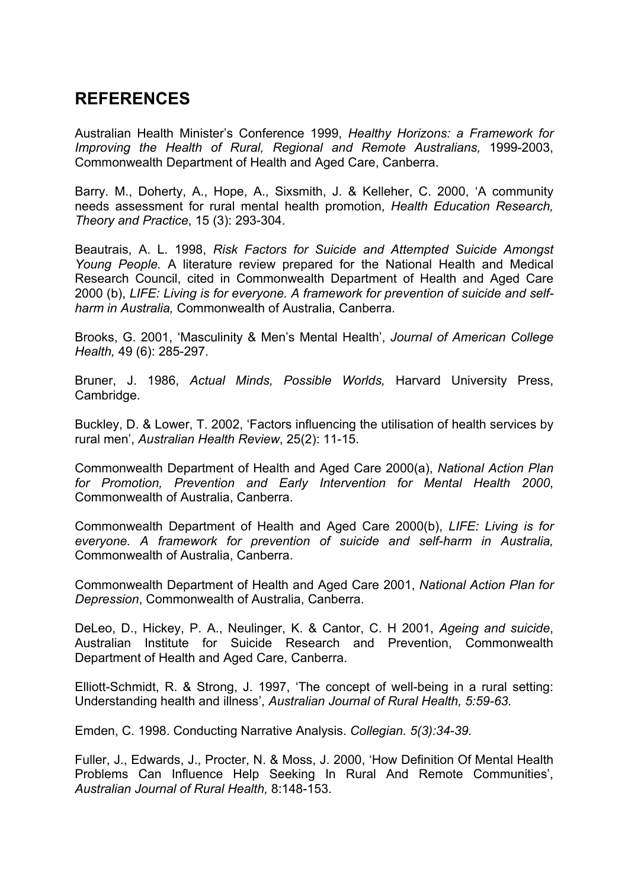## REFERENCES

Australian Health Minister's Conference 1999, *Healthy Horizons: a Framework for Improving the Health of Rural, Regional and Remote Australians,* 1999-2003, Commonwealth Department of Health and Aged Care, Canberra.

Barry. M., Doherty, A., Hope, A., Sixsmith, J. & Kelleher, C. 2000, 'A community needs assessment for rural mental health promotion, *Health Education Research, Theory and Practice*, 15 (3): 293-304.

Beautrais, A. L. 1998, *Risk Factors for Suicide and Attempted Suicide Amongst Young People.* A literature review prepared for the National Health and Medical Research Council, cited in Commonwealth Department of Health and Aged Care 2000 (b), *LIFE: Living is for everyone. A framework for prevention of suicide and self-harm in Australia,* Commonwealth of Australia, Canberra.

Brooks, G. 2001, 'Masculinity & Men's Mental Health', *Journal of American College Health,* 49 (6): 285-297.

Bruner, J. 1986, *Actual Minds, Possible Worlds,* Harvard University Press, Cambridge.

Buckley, D. & Lower, T. 2002, 'Factors influencing the utilisation of health services by rural men', *Australian Health Review*, 25(2): 11-15.

Commonwealth Department of Health and Aged Care 2000(a), *National Action Plan for Promotion, Prevention and Early Intervention for Mental Health 2000*, Commonwealth of Australia, Canberra.

Commonwealth Department of Health and Aged Care 2000(b), *LIFE: Living is for everyone. A framework for prevention of suicide and self-harm in Australia,* Commonwealth of Australia, Canberra.

Commonwealth Department of Health and Aged Care 2001, *National Action Plan for Depression*, Commonwealth of Australia, Canberra.

DeLeo, D., Hickey, P. A., Neulinger, K. & Cantor, C. H 2001, *Ageing and suicide*, Australian Institute for Suicide Research and Prevention, Commonwealth Department of Health and Aged Care, Canberra.

Elliott-Schmidt, R. & Strong, J. 1997, 'The concept of well-being in a rural setting: Understanding health and illness', *Australian Journal of Rural Health, 5:59-63.*

Emden, C. 1998. Conducting Narrative Analysis. *Collegian. 5(3):34-39.*

Fuller, J., Edwards, J., Procter, N. & Moss, J. 2000, 'How Definition Of Mental Health Problems Can Influence Help Seeking In Rural And Remote Communities', *Australian Journal of Rural Health,* 8:148-153.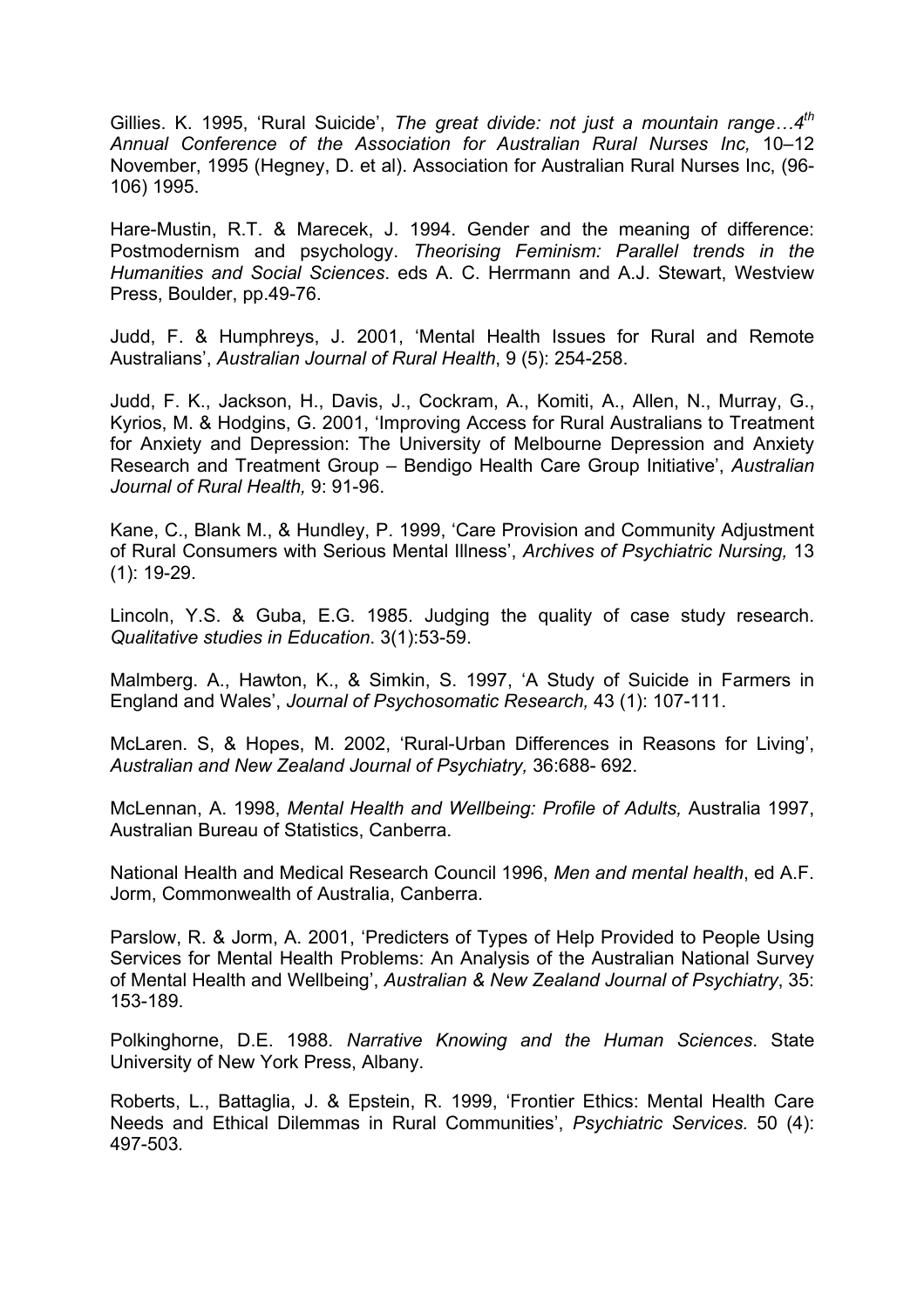Gillies. K. 1995, 'Rural Suicide', *The great divide: not just a mountain range…4th Annual Conference of the Association for Australian Rural Nurses Inc,* 10–12 November, 1995 (Hegney, D. et al). Association for Australian Rural Nurses Inc, (96-106) 1995.

Hare-Mustin, R.T. & Marecek, J. 1994. Gender and the meaning of difference: Postmodernism and psychology. *Theorising Feminism: Parallel trends in the Humanities and Social Sciences*. eds A. C. Herrmann and A.J. Stewart, Westview Press, Boulder, pp.49-76.

Judd, F. & Humphreys, J. 2001, 'Mental Health Issues for Rural and Remote Australians', *Australian Journal of Rural Health*, 9 (5): 254-258.

Judd, F. K., Jackson, H., Davis, J., Cockram, A., Komiti, A., Allen, N., Murray, G., Kyrios, M. & Hodgins, G. 2001, 'Improving Access for Rural Australians to Treatment for Anxiety and Depression: The University of Melbourne Depression and Anxiety Research and Treatment Group – Bendigo Health Care Group Initiative', *Australian Journal of Rural Health,* 9: 91-96.

Kane, C., Blank M., & Hundley, P. 1999, 'Care Provision and Community Adjustment of Rural Consumers with Serious Mental Illness', *Archives of Psychiatric Nursing,* 13 (1): 19-29.

Lincoln, Y.S. & Guba, E.G. 1985. Judging the quality of case study research. *Qualitative studies in Education*. 3(1):53-59.

Malmberg. A., Hawton, K., & Simkin, S. 1997, 'A Study of Suicide in Farmers in England and Wales', *Journal of Psychosomatic Research,* 43 (1): 107-111.

McLaren. S, & Hopes, M. 2002, 'Rural-Urban Differences in Reasons for Living', *Australian and New Zealand Journal of Psychiatry,* 36:688- 692.

McLennan, A. 1998, *Mental Health and Wellbeing: Profile of Adults,* Australia 1997, Australian Bureau of Statistics, Canberra.

National Health and Medical Research Council 1996, *Men and mental health*, ed A.F. Jorm, Commonwealth of Australia, Canberra.

Parslow, R. & Jorm, A. 2001, 'Predicters of Types of Help Provided to People Using Services for Mental Health Problems: An Analysis of the Australian National Survey of Mental Health and Wellbeing', *Australian & New Zealand Journal of Psychiatry*, 35: 153-189.

Polkinghorne, D.E. 1988. *Narrative Knowing and the Human Sciences*. State University of New York Press, Albany.

Roberts, L., Battaglia, J. & Epstein, R. 1999, 'Frontier Ethics: Mental Health Care Needs and Ethical Dilemmas in Rural Communities', *Psychiatric Services.* 50 (4): 497-503.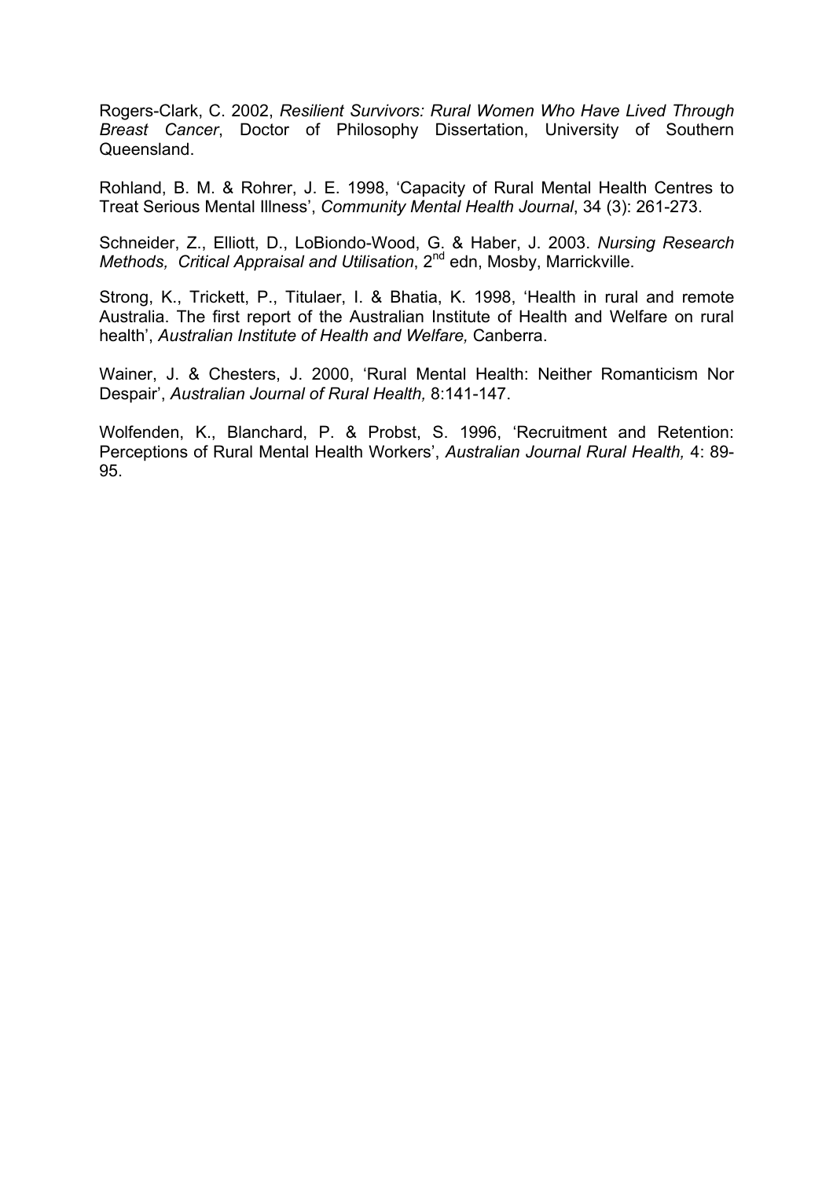Rogers-Clark, C. 2002, *Resilient Survivors: Rural Women Who Have Lived Through Breast Cancer*, Doctor of Philosophy Dissertation, University of Southern Queensland.

Rohland, B. M. & Rohrer, J. E. 1998, 'Capacity of Rural Mental Health Centres to Treat Serious Mental Illness', *Community Mental Health Journal*, 34 (3): 261-273.

Schneider, Z., Elliott, D., LoBiondo-Wood, G. & Haber, J. 2003. *Nursing Research Methods, Critical Appraisal and Utilisation*, 2nd edn, Mosby, Marrickville.

Strong, K., Trickett, P., Titulaer, I. & Bhatia, K. 1998, 'Health in rural and remote Australia. The first report of the Australian Institute of Health and Welfare on rural health', *Australian Institute of Health and Welfare,* Canberra.

Wainer, J. & Chesters, J. 2000, 'Rural Mental Health: Neither Romanticism Nor Despair', *Australian Journal of Rural Health,* 8:141-147.

Wolfenden, K., Blanchard, P. & Probst, S. 1996, 'Recruitment and Retention: Perceptions of Rural Mental Health Workers', *Australian Journal Rural Health,* 4: 89-95.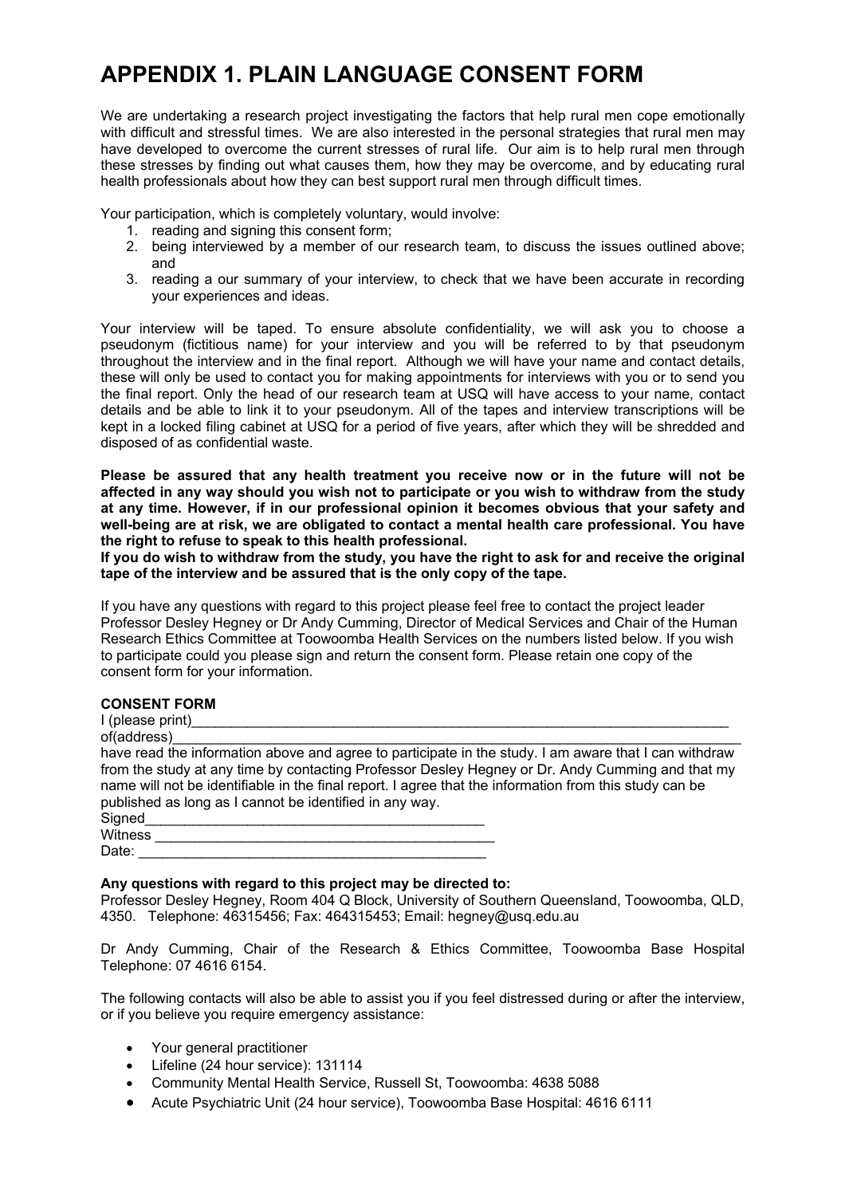# APPENDIX 1. PLAIN LANGUAGE CONSENT FORM

We are undertaking a research project investigating the factors that help rural men cope emotionally with difficult and stressful times. We are also interested in the personal strategies that rural men may have developed to overcome the current stresses of rural life. Our aim is to help rural men through these stresses by finding out what causes them, how they may be overcome, and by educating rural health professionals about how they can best support rural men through difficult times.

Your participation, which is completely voluntary, would involve:

1. reading and signing this consent form;
2. being interviewed by a member of our research team, to discuss the issues outlined above; and
3. reading a our summary of your interview, to check that we have been accurate in recording your experiences and ideas.

Your interview will be taped. To ensure absolute confidentiality, we will ask you to choose a pseudonym (fictitious name) for your interview and you will be referred to by that pseudonym throughout the interview and in the final report. Although we will have your name and contact details, these will only be used to contact you for making appointments for interviews with you or to send you the final report. Only the head of our research team at USQ will have access to your name, contact details and be able to link it to your pseudonym. All of the tapes and interview transcriptions will be kept in a locked filing cabinet at USQ for a period of five years, after which they will be shredded and disposed of as confidential waste.

**Please be assured that any health treatment you receive now or in the future will not be affected in any way should you wish not to participate or you wish to withdraw from the study at any time. However, if in our professional opinion it becomes obvious that your safety and well-being are at risk, we are obligated to contact a mental health care professional. You have the right to refuse to speak to this health professional.**
**If you do wish to withdraw from the study, you have the right to ask for and receive the original tape of the interview and be assured that is the only copy of the tape.**

If you have any questions with regard to this project please feel free to contact the project leader Professor Desley Hegney or Dr Andy Cumming, Director of Medical Services and Chair of the Human Research Ethics Committee at Toowoomba Health Services on the numbers listed below. If you wish to participate could you please sign and return the consent form. Please retain one copy of the consent form for your information.

**CONSENT FORM**

I (please print)___________________________________________________________________________
of(address)______________________________________________________________________________
have read the information above and agree to participate in the study. I am aware that I can withdraw from the study at any time by contacting Professor Desley Hegney or Dr. Andy Cumming and that my name will not be identifiable in the final report. I agree that the information from this study can be published as long as I cannot be identified in any way.
Signed______________________________________________
Witness _____________________________________________
Date: _______________________________________________

**Any questions with regard to this project may be directed to:**
Professor Desley Hegney, Room 404 Q Block, University of Southern Queensland, Toowoomba, QLD, 4350. Telephone: 46315456; Fax: 464315453; Email: hegney@usq.edu.au

Dr Andy Cumming, Chair of the Research & Ethics Committee, Toowoomba Base Hospital Telephone: 07 4616 6154.

The following contacts will also be able to assist you if you feel distressed during or after the interview, or if you believe you require emergency assistance:

- Your general practitioner
- Lifeline (24 hour service): 131114
- Community Mental Health Service, Russell St, Toowoomba: 4638 5088
- Acute Psychiatric Unit (24 hour service), Toowoomba Base Hospital: 4616 6111